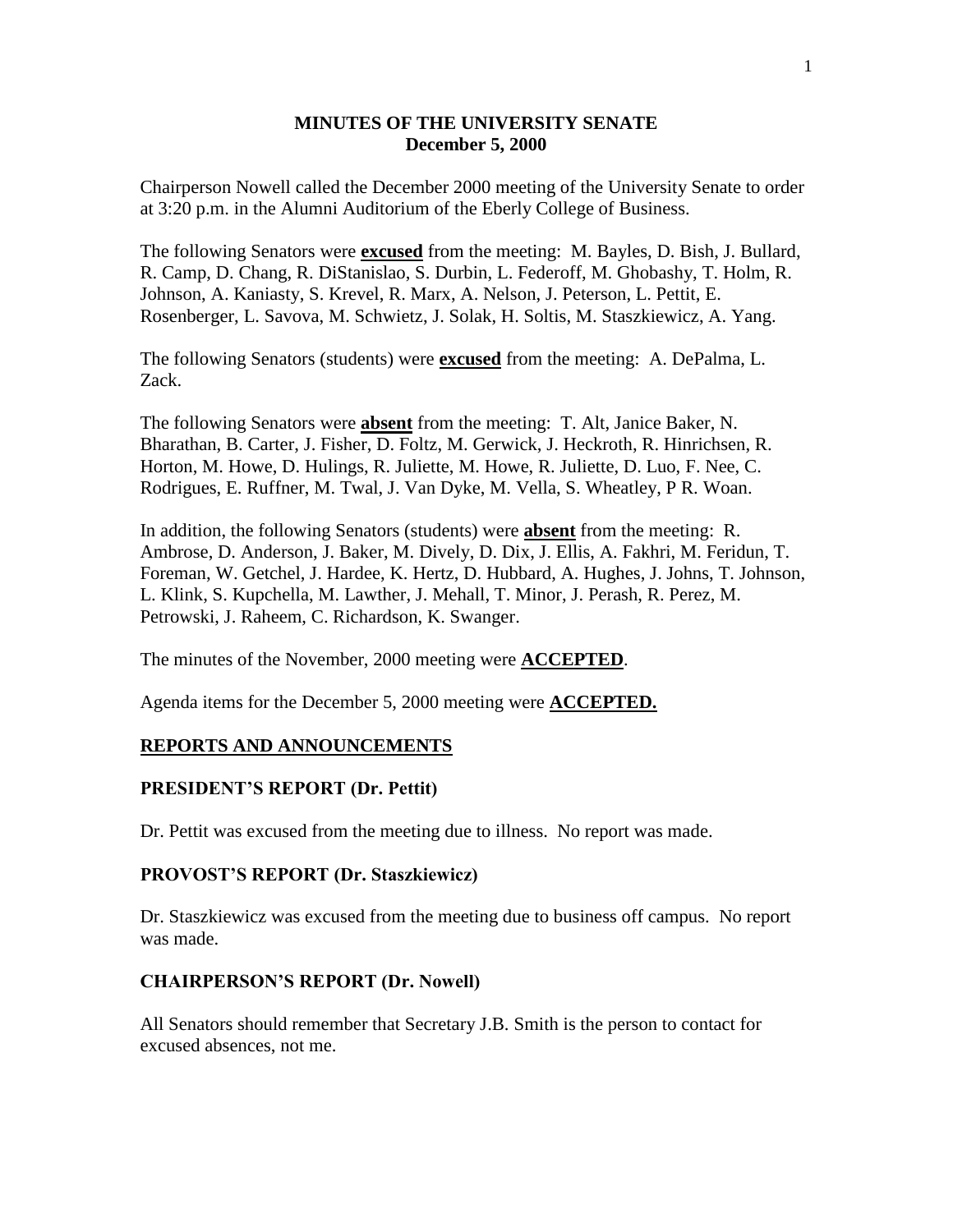# MINUTES OF THE UNIVERSITY SENATE
## December 5, 2000

Chairperson Nowell called the December 2000 meeting of the University Senate to order at 3:20 p.m. in the Alumni Auditorium of the Eberly College of Business.

The following Senators were **excused** from the meeting: M. Bayles, D. Bish, J. Bullard, R. Camp, D. Chang, R. DiStanislao, S. Durbin, L. Federoff, M. Ghobashy, T. Holm, R. Johnson, A. Kaniasty, S. Krevel, R. Marx, A. Nelson, J. Peterson, L. Pettit, E. Rosenberger, L. Savova, M. Schwietz, J. Solak, H. Soltis, M. Staszkiewicz, A. Yang.

The following Senators (students) were **excused** from the meeting: A. DePalma, L. Zack.

The following Senators were **absent** from the meeting: T. Alt, Janice Baker, N. Bharathan, B. Carter, J. Fisher, D. Foltz, M. Gerwick, J. Heckroth, R. Hinrichsen, R. Horton, M. Howe, D. Hulings, R. Juliette, M. Howe, R. Juliette, D. Luo, F. Nee, C. Rodrigues, E. Ruffner, M. Twal, J. Van Dyke, M. Vella, S. Wheatley, P R. Woan.

In addition, the following Senators (students) were **absent** from the meeting: R. Ambrose, D. Anderson, J. Baker, M. Dively, D. Dix, J. Ellis, A. Fakhri, M. Feridun, T. Foreman, W. Getchel, J. Hardee, K. Hertz, D. Hubbard, A. Hughes, J. Johns, T. Johnson, L. Klink, S. Kupchella, M. Lawther, J. Mehall, T. Minor, J. Perash, R. Perez, M. Petrowski, J. Raheem, C. Richardson, K. Swanger.

The minutes of the November, 2000 meeting were **ACCEPTED**.

Agenda items for the December 5, 2000 meeting were **ACCEPTED.**

## REPORTS AND ANNOUNCEMENTS

### PRESIDENT'S REPORT (Dr. Pettit)

Dr. Pettit was excused from the meeting due to illness. No report was made.

### PROVOST'S REPORT (Dr. Staszkiewicz)

Dr. Staszkiewicz was excused from the meeting due to business off campus. No report was made.

### CHAIRPERSON'S REPORT (Dr. Nowell)

All Senators should remember that Secretary J.B. Smith is the person to contact for excused absences, not me.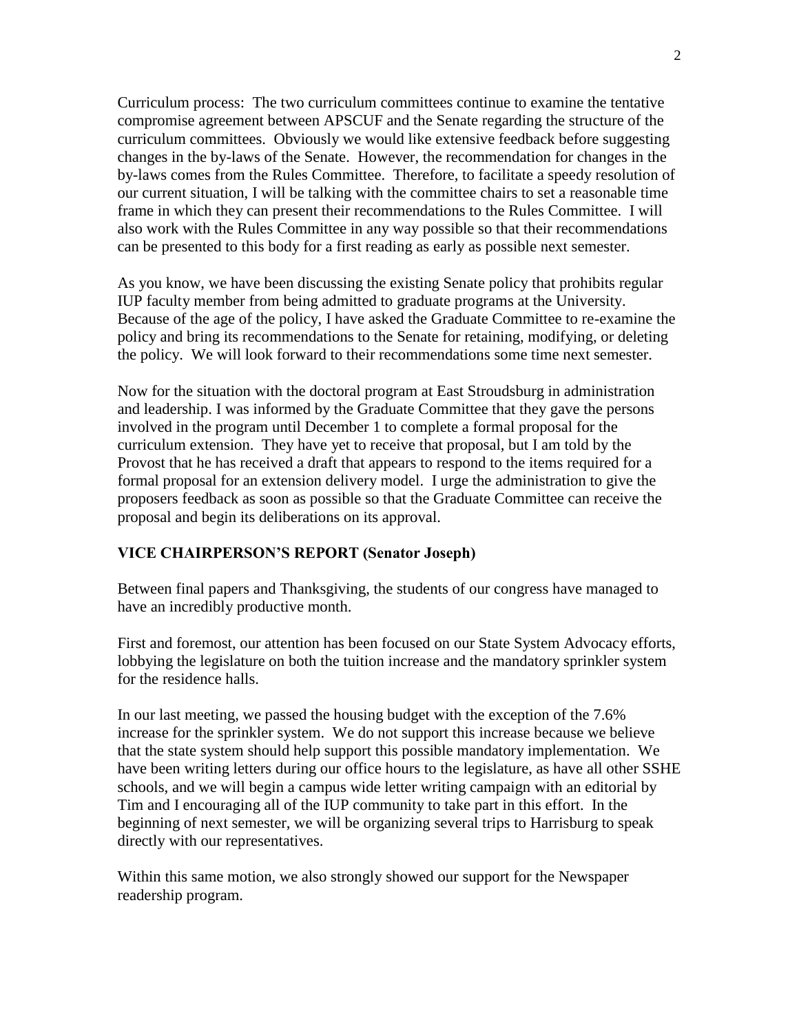Curriculum process: The two curriculum committees continue to examine the tentative compromise agreement between APSCUF and the Senate regarding the structure of the curriculum committees. Obviously we would like extensive feedback before suggesting changes in the by-laws of the Senate. However, the recommendation for changes in the by-laws comes from the Rules Committee. Therefore, to facilitate a speedy resolution of our current situation, I will be talking with the committee chairs to set a reasonable time frame in which they can present their recommendations to the Rules Committee. I will also work with the Rules Committee in any way possible so that their recommendations can be presented to this body for a first reading as early as possible next semester.

As you know, we have been discussing the existing Senate policy that prohibits regular IUP faculty member from being admitted to graduate programs at the University. Because of the age of the policy, I have asked the Graduate Committee to re-examine the policy and bring its recommendations to the Senate for retaining, modifying, or deleting the policy. We will look forward to their recommendations some time next semester.

Now for the situation with the doctoral program at East Stroudsburg in administration and leadership. I was informed by the Graduate Committee that they gave the persons involved in the program until December 1 to complete a formal proposal for the curriculum extension. They have yet to receive that proposal, but I am told by the Provost that he has received a draft that appears to respond to the items required for a formal proposal for an extension delivery model. I urge the administration to give the proposers feedback as soon as possible so that the Graduate Committee can receive the proposal and begin its deliberations on its approval.

**VICE CHAIRPERSON'S REPORT (Senator Joseph)**

Between final papers and Thanksgiving, the students of our congress have managed to have an incredibly productive month.

First and foremost, our attention has been focused on our State System Advocacy efforts, lobbying the legislature on both the tuition increase and the mandatory sprinkler system for the residence halls.

In our last meeting, we passed the housing budget with the exception of the 7.6% increase for the sprinkler system. We do not support this increase because we believe that the state system should help support this possible mandatory implementation. We have been writing letters during our office hours to the legislature, as have all other SSHE schools, and we will begin a campus wide letter writing campaign with an editorial by Tim and I encouraging all of the IUP community to take part in this effort. In the beginning of next semester, we will be organizing several trips to Harrisburg to speak directly with our representatives.

Within this same motion, we also strongly showed our support for the Newspaper readership program.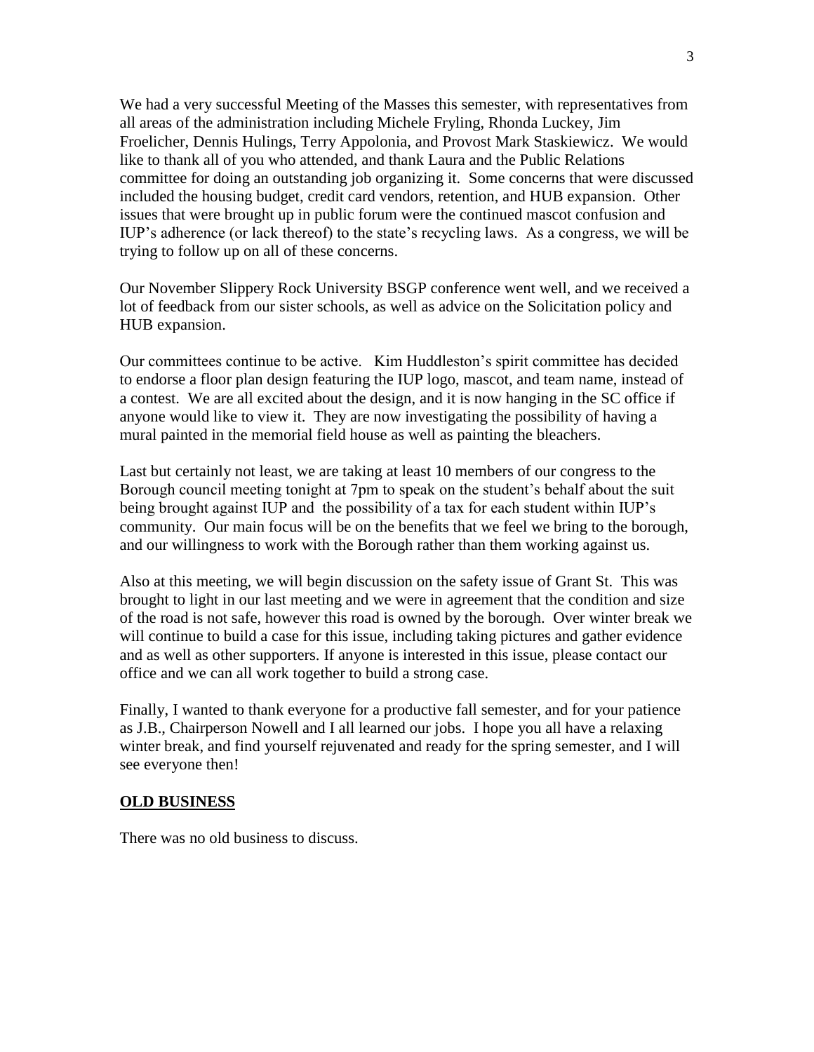We had a very successful Meeting of the Masses this semester, with representatives from all areas of the administration including Michele Fryling, Rhonda Luckey, Jim Froelicher, Dennis Hulings, Terry Appolonia, and Provost Mark Staskiewicz. We would like to thank all of you who attended, and thank Laura and the Public Relations committee for doing an outstanding job organizing it. Some concerns that were discussed included the housing budget, credit card vendors, retention, and HUB expansion. Other issues that were brought up in public forum were the continued mascot confusion and IUP's adherence (or lack thereof) to the state's recycling laws. As a congress, we will be trying to follow up on all of these concerns.

Our November Slippery Rock University BSGP conference went well, and we received a lot of feedback from our sister schools, as well as advice on the Solicitation policy and HUB expansion.

Our committees continue to be active. Kim Huddleston's spirit committee has decided to endorse a floor plan design featuring the IUP logo, mascot, and team name, instead of a contest. We are all excited about the design, and it is now hanging in the SC office if anyone would like to view it. They are now investigating the possibility of having a mural painted in the memorial field house as well as painting the bleachers.

Last but certainly not least, we are taking at least 10 members of our congress to the Borough council meeting tonight at 7pm to speak on the student's behalf about the suit being brought against IUP and the possibility of a tax for each student within IUP's community. Our main focus will be on the benefits that we feel we bring to the borough, and our willingness to work with the Borough rather than them working against us.

Also at this meeting, we will begin discussion on the safety issue of Grant St. This was brought to light in our last meeting and we were in agreement that the condition and size of the road is not safe, however this road is owned by the borough. Over winter break we will continue to build a case for this issue, including taking pictures and gather evidence and as well as other supporters. If anyone is interested in this issue, please contact our office and we can all work together to build a strong case.

Finally, I wanted to thank everyone for a productive fall semester, and for your patience as J.B., Chairperson Nowell and I all learned our jobs. I hope you all have a relaxing winter break, and find yourself rejuvenated and ready for the spring semester, and I will see everyone then!

## OLD BUSINESS

There was no old business to discuss.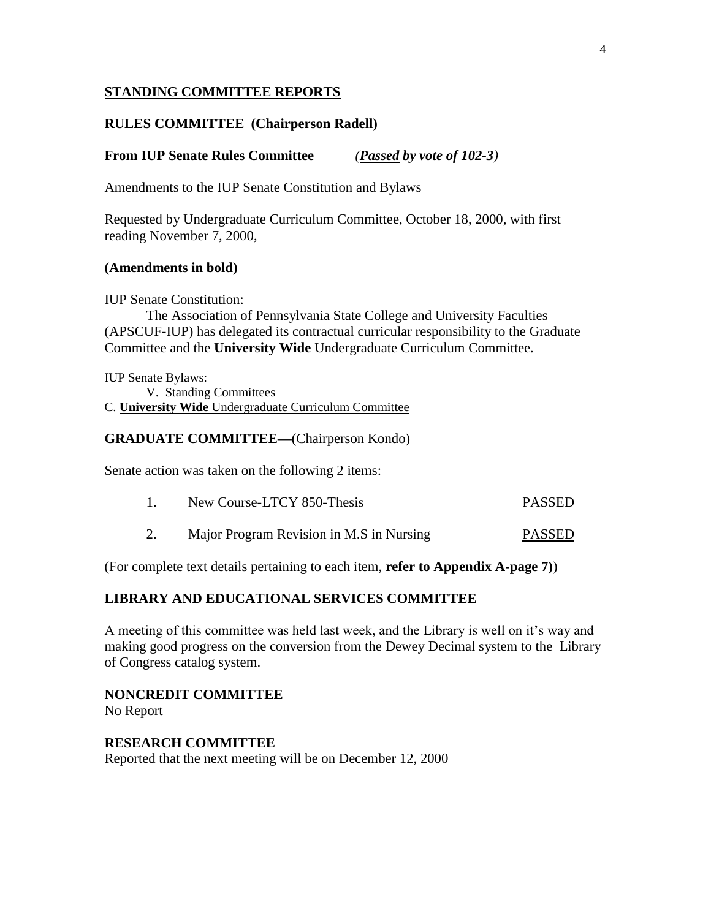## STANDING COMMITTEE REPORTS

### RULES COMMITTEE (Chairperson Radell)

**From IUP Senate Rules Committee** *(**Passed** by vote of 102-3)*

Amendments to the IUP Senate Constitution and Bylaws

Requested by Undergraduate Curriculum Committee, October 18, 2000, with first reading November 7, 2000,

**(Amendments in bold)**

IUP Senate Constitution:

The Association of Pennsylvania State College and University Faculties (APSCUF-IUP) has delegated its contractual curricular responsibility to the Graduate Committee and the **University Wide** Undergraduate Curriculum Committee.

IUP Senate Bylaws:

V. Standing Committees

C. **University Wide** Undergraduate Curriculum Committee

### GRADUATE COMMITTEE—(Chairperson Kondo)

Senate action was taken on the following 2 items:

1. New Course-LTCY 850-Thesis PASSED
2. Major Program Revision in M.S in Nursing PASSED

(For complete text details pertaining to each item, **refer to Appendix A-page 7)**)

### LIBRARY AND EDUCATIONAL SERVICES COMMITTEE

A meeting of this committee was held last week, and the Library is well on it's way and making good progress on the conversion from the Dewey Decimal system to the Library of Congress catalog system.

### NONCREDIT COMMITTEE

No Report

### RESEARCH COMMITTEE

Reported that the next meeting will be on December 12, 2000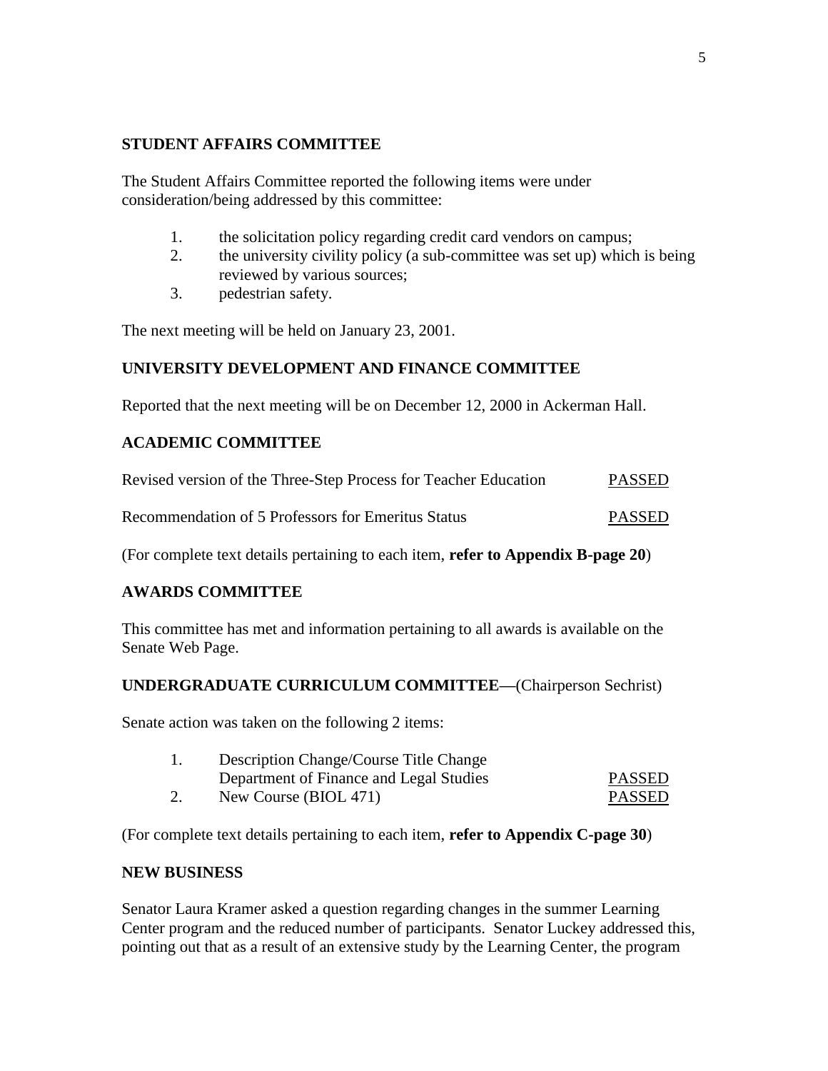**STUDENT AFFAIRS COMMITTEE**

The Student Affairs Committee reported the following items were under consideration/being addressed by this committee:

1. the solicitation policy regarding credit card vendors on campus;
2. the university civility policy (a sub-committee was set up) which is being reviewed by various sources;
3. pedestrian safety.

The next meeting will be held on January 23, 2001.

**UNIVERSITY DEVELOPMENT AND FINANCE COMMITTEE**

Reported that the next meeting will be on December 12, 2000 in Ackerman Hall.

**ACADEMIC COMMITTEE**

Revised version of the Three-Step Process for Teacher Education — PASSED

Recommendation of 5 Professors for Emeritus Status — PASSED

(For complete text details pertaining to each item, **refer to Appendix B-page 20**)

**AWARDS COMMITTEE**

This committee has met and information pertaining to all awards is available on the Senate Web Page.

**UNDERGRADUATE CURRICULUM COMMITTEE—**(Chairperson Sechrist)

Senate action was taken on the following 2 items:

1. Description Change/Course Title Change
   Department of Finance and Legal Studies — PASSED
2. New Course (BIOL 471) — PASSED

(For complete text details pertaining to each item, **refer to Appendix C-page 30**)

**NEW BUSINESS**

Senator Laura Kramer asked a question regarding changes in the summer Learning Center program and the reduced number of participants. Senator Luckey addressed this, pointing out that as a result of an extensive study by the Learning Center, the program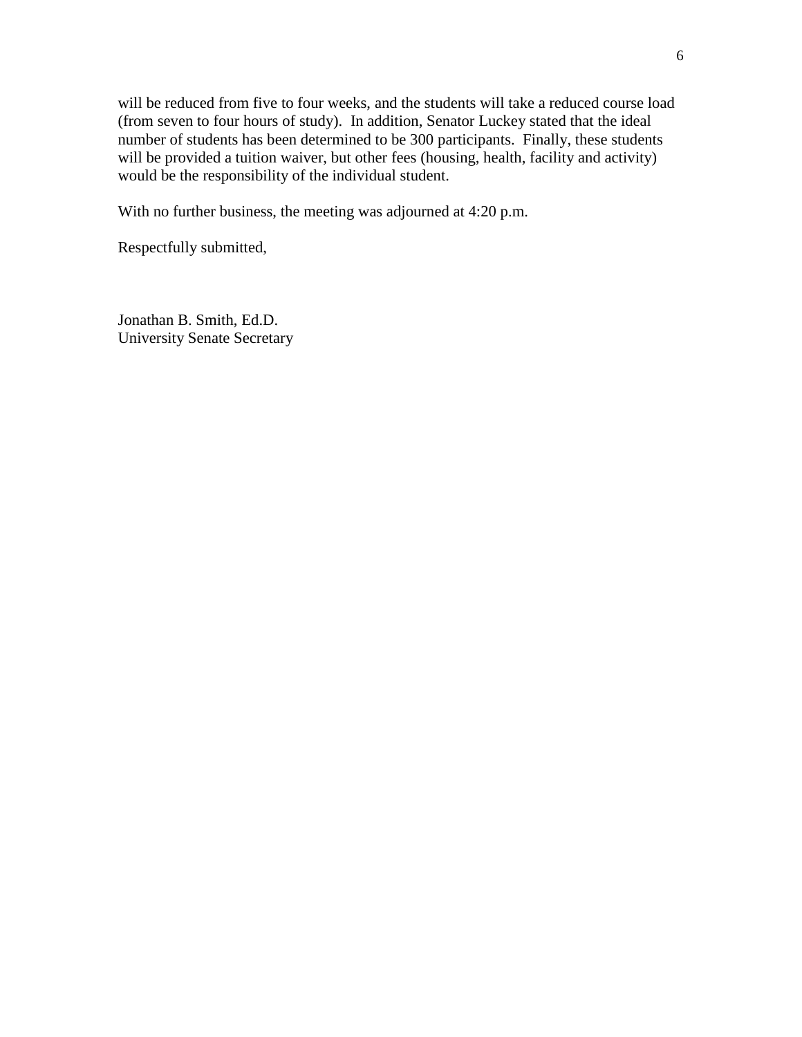will be reduced from five to four weeks, and the students will take a reduced course load (from seven to four hours of study). In addition, Senator Luckey stated that the ideal number of students has been determined to be 300 participants. Finally, these students will be provided a tuition waiver, but other fees (housing, health, facility and activity) would be the responsibility of the individual student.

With no further business, the meeting was adjourned at 4:20 p.m.

Respectfully submitted,

Jonathan B. Smith, Ed.D.
University Senate Secretary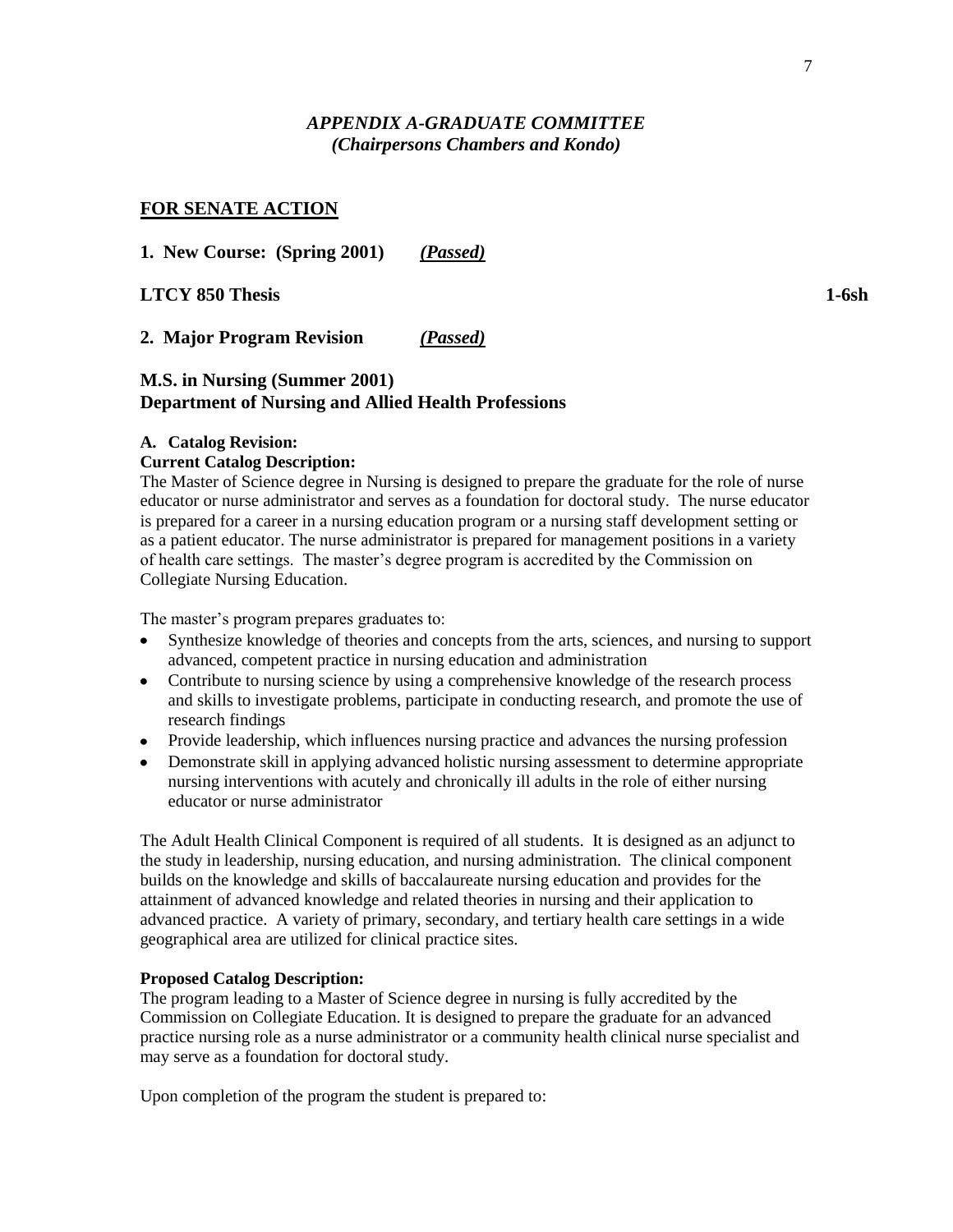## *APPENDIX A-GRADUATE COMMITTEE*
## *(Chairpersons Chambers and Kondo)*

### <u>FOR SENATE ACTION</u>

**1. New Course: (Spring 2001)** ***(Passed)***

**LTCY 850 Thesis** **1-6sh**

**2. Major Program Revision** ***(Passed)***

### M.S. in Nursing (Summer 2001)
### Department of Nursing and Allied Health Professions

**A. Catalog Revision:**

**Current Catalog Description:**

The Master of Science degree in Nursing is designed to prepare the graduate for the role of nurse educator or nurse administrator and serves as a foundation for doctoral study. The nurse educator is prepared for a career in a nursing education program or a nursing staff development setting or as a patient educator. The nurse administrator is prepared for management positions in a variety of health care settings. The master's degree program is accredited by the Commission on Collegiate Nursing Education.

The master's program prepares graduates to:

- Synthesize knowledge of theories and concepts from the arts, sciences, and nursing to support advanced, competent practice in nursing education and administration
- Contribute to nursing science by using a comprehensive knowledge of the research process and skills to investigate problems, participate in conducting research, and promote the use of research findings
- Provide leadership, which influences nursing practice and advances the nursing profession
- Demonstrate skill in applying advanced holistic nursing assessment to determine appropriate nursing interventions with acutely and chronically ill adults in the role of either nursing educator or nurse administrator

The Adult Health Clinical Component is required of all students. It is designed as an adjunct to the study in leadership, nursing education, and nursing administration. The clinical component builds on the knowledge and skills of baccalaureate nursing education and provides for the attainment of advanced knowledge and related theories in nursing and their application to advanced practice. A variety of primary, secondary, and tertiary health care settings in a wide geographical area are utilized for clinical practice sites.

**Proposed Catalog Description:**

The program leading to a Master of Science degree in nursing is fully accredited by the Commission on Collegiate Education. It is designed to prepare the graduate for an advanced practice nursing role as a nurse administrator or a community health clinical nurse specialist and may serve as a foundation for doctoral study.

Upon completion of the program the student is prepared to: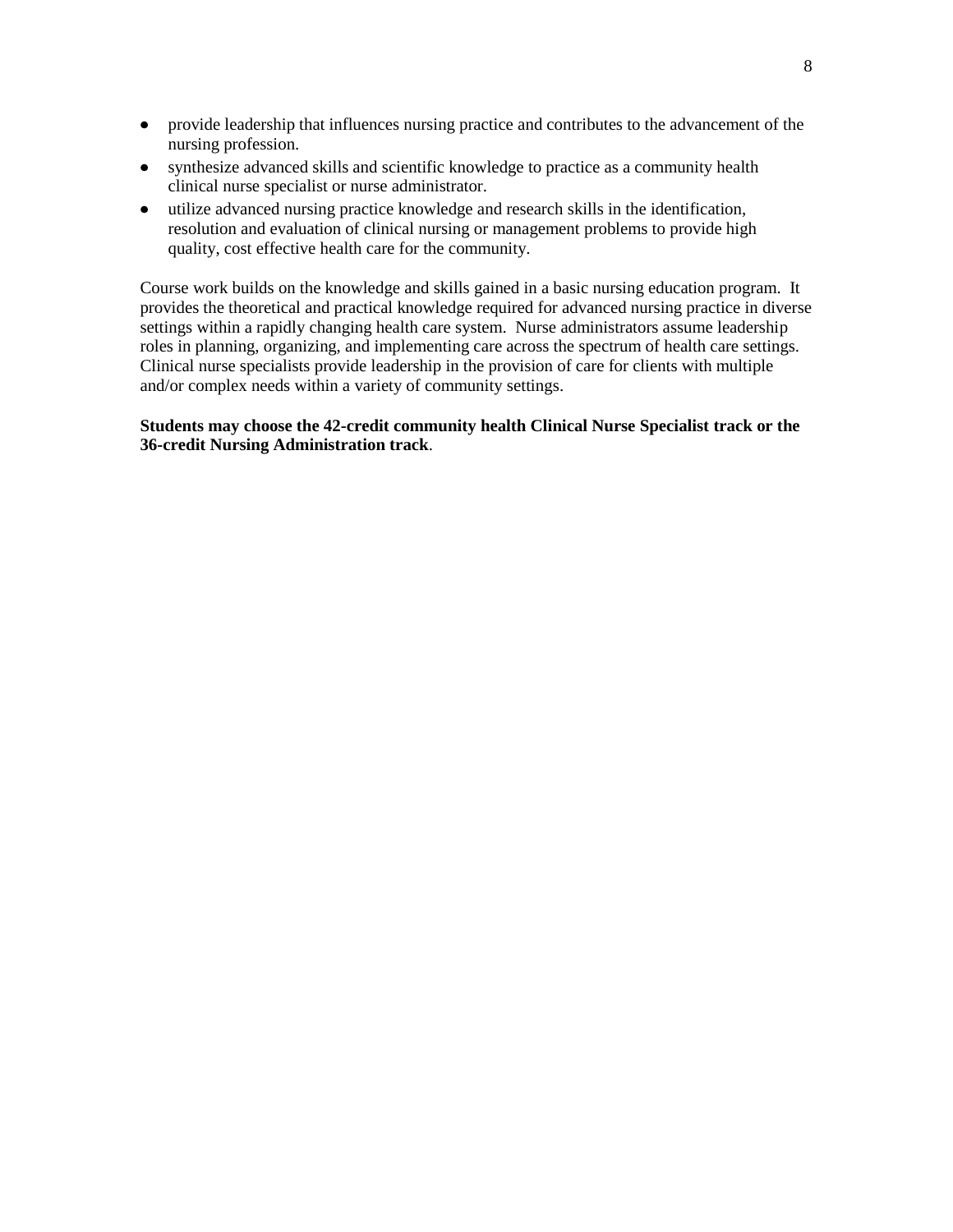- provide leadership that influences nursing practice and contributes to the advancement of the nursing profession.
- synthesize advanced skills and scientific knowledge to practice as a community health clinical nurse specialist or nurse administrator.
- utilize advanced nursing practice knowledge and research skills in the identification, resolution and evaluation of clinical nursing or management problems to provide high quality, cost effective health care for the community.

Course work builds on the knowledge and skills gained in a basic nursing education program. It provides the theoretical and practical knowledge required for advanced nursing practice in diverse settings within a rapidly changing health care system. Nurse administrators assume leadership roles in planning, organizing, and implementing care across the spectrum of health care settings. Clinical nurse specialists provide leadership in the provision of care for clients with multiple and/or complex needs within a variety of community settings.

**Students may choose the 42-credit community health Clinical Nurse Specialist track or the 36-credit Nursing Administration track**.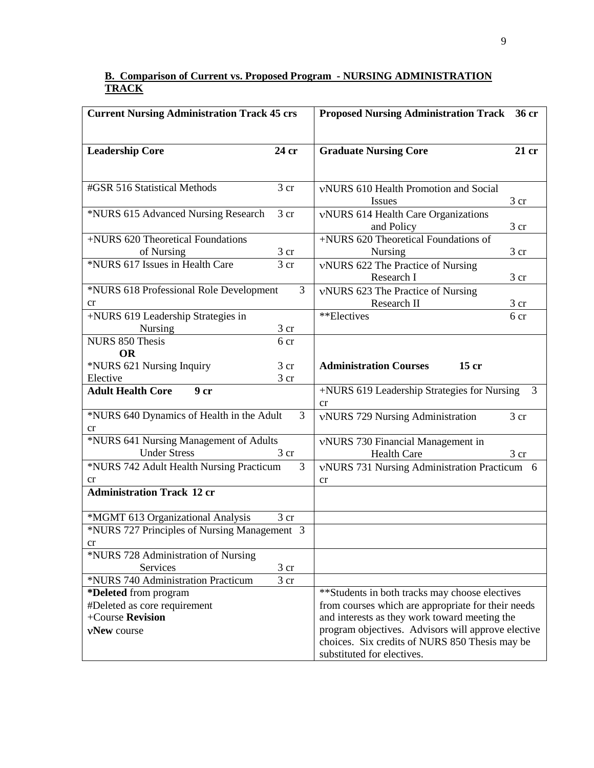**B. Comparison of Current vs. Proposed Program - NURSING ADMINISTRATION TRACK**

| Current Nursing Administration Track 45 crs | Proposed Nursing Administration Track 36 cr |
|---|---|
| **Leadership Core 24 cr** | **Graduate Nursing Core 21 cr** |
| #GSR 516 Statistical Methods 3 cr | νNURS 610 Health Promotion and Social Issues 3 cr |
| *NURS 615 Advanced Nursing Research 3 cr | νNURS 614 Health Care Organizations and Policy 3 cr |
| +NURS 620 Theoretical Foundations of Nursing 3 cr | +NURS 620 Theoretical Foundations of Nursing 3 cr |
| *NURS 617 Issues in Health Care 3 cr | νNURS 622 The Practice of Nursing Research I 3 cr |
| *NURS 618 Professional Role Development 3 cr | νNURS 623 The Practice of Nursing Research II 3 cr |
| +NURS 619 Leadership Strategies in Nursing 3 cr | **Electives 6 cr |
| NURS 850 Thesis 6 cr **OR** *NURS 621 Nursing Inquiry 3 cr Elective 3 cr | **Administration Courses 15 cr** |
| **Adult Health Core 9 cr** | +NURS 619 Leadership Strategies for Nursing 3 cr |
| *NURS 640 Dynamics of Health in the Adult 3 cr | νNURS 729 Nursing Administration 3 cr |
| *NURS 641 Nursing Management of Adults Under Stress 3 cr | νNURS 730 Financial Management in Health Care 3 cr |
| *NURS 742 Adult Health Nursing Practicum 3 cr | νNURS 731 Nursing Administration Practicum 6 cr |
| **Administration Track 12 cr** | |
| *MGMT 613 Organizational Analysis 3 cr | |
| *NURS 727 Principles of Nursing Management 3 cr | |
| *NURS 728 Administration of Nursing Services 3 cr | |
| *NURS 740 Administration Practicum 3 cr | |
| ***Deleted** from program<br>#Deleted as core requirement<br>+Course **Revision**<br>ν**New** course | **Students in both tracks may choose electives from courses which are appropriate for their needs and interests as they work toward meeting the program objectives. Advisors will approve elective choices. Six credits of NURS 850 Thesis may be substituted for electives. |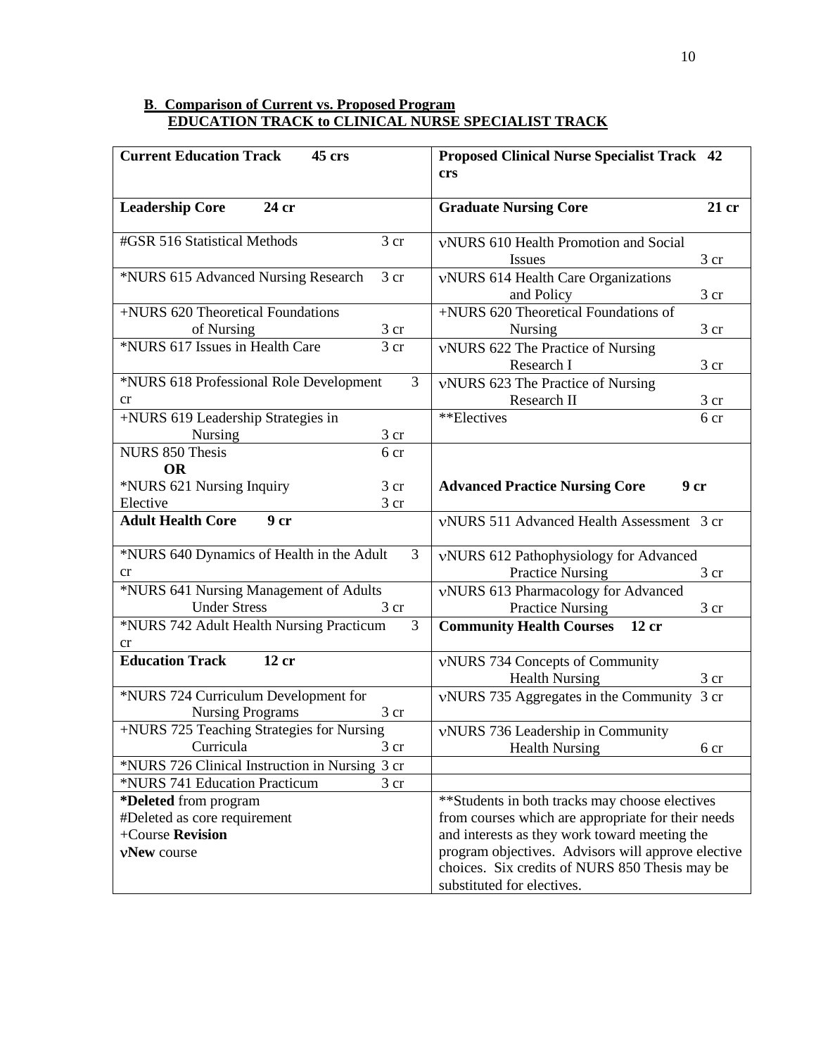**B**. **Comparison of Current vs. Proposed Program**
**EDUCATION TRACK to CLINICAL NURSE SPECIALIST TRACK**

| Current Education Track 45 crs | | Proposed Clinical Nurse Specialist Track 42 crs | |
|---|---|---|---|
| **Leadership Core 24 cr** | | **Graduate Nursing Core** | **21 cr** |
| #GSR 516 Statistical Methods | 3 cr | νNURS 610 Health Promotion and Social Issues | 3 cr |
| *NURS 615 Advanced Nursing Research | 3 cr | νNURS 614 Health Care Organizations and Policy | 3 cr |
| +NURS 620 Theoretical Foundations of Nursing | 3 cr | +NURS 620 Theoretical Foundations of Nursing | 3 cr |
| *NURS 617 Issues in Health Care | 3 cr | νNURS 622 The Practice of Nursing Research I | 3 cr |
| *NURS 618 Professional Role Development | 3 cr | νNURS 623 The Practice of Nursing Research II | 3 cr |
| +NURS 619 Leadership Strategies in Nursing | 3 cr | **Electives | 6 cr |
| NURS 850 Thesis **OR** *NURS 621 Nursing Inquiry Elective | 6 cr 3 cr 3 cr | **Advanced Practice Nursing Core** | **9 cr** |
| **Adult Health Core 9 cr** | | νNURS 511 Advanced Health Assessment | 3 cr |
| *NURS 640 Dynamics of Health in the Adult | 3 cr | νNURS 612 Pathophysiology for Advanced Practice Nursing | 3 cr |
| *NURS 641 Nursing Management of Adults Under Stress | 3 cr | νNURS 613 Pharmacology for Advanced Practice Nursing | 3 cr |
| *NURS 742 Adult Health Nursing Practicum | 3 cr | **Community Health Courses 12 cr** | |
| **Education Track 12 cr** | | νNURS 734 Concepts of Community Health Nursing | 3 cr |
| *NURS 724 Curriculum Development for Nursing Programs | 3 cr | νNURS 735 Aggregates in the Community | 3 cr |
| +NURS 725 Teaching Strategies for Nursing Curricula | 3 cr | νNURS 736 Leadership in Community Health Nursing | 6 cr |
| *NURS 726 Clinical Instruction in Nursing | 3 cr | | |
| *NURS 741 Education Practicum | 3 cr | | |
| ***Deleted** from program<br>#Deleted as core requirement<br>+Course **Revision**<br>ν**New** course | | **Students in both tracks may choose electives from courses which are appropriate for their needs and interests as they work toward meeting the program objectives. Advisors will approve elective choices. Six credits of NURS 850 Thesis may be substituted for electives. | |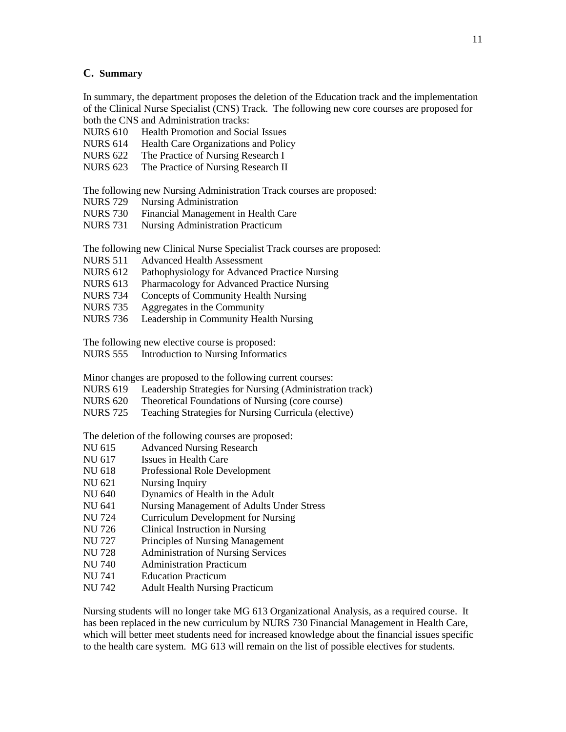### C. Summary

In summary, the department proposes the deletion of the Education track and the implementation of the Clinical Nurse Specialist (CNS) Track. The following new core courses are proposed for both the CNS and Administration tracks:

NURS 610 Health Promotion and Social Issues
NURS 614 Health Care Organizations and Policy
NURS 622 The Practice of Nursing Research I
NURS 623 The Practice of Nursing Research II

The following new Nursing Administration Track courses are proposed:

NURS 729 Nursing Administration
NURS 730 Financial Management in Health Care
NURS 731 Nursing Administration Practicum

The following new Clinical Nurse Specialist Track courses are proposed:

NURS 511 Advanced Health Assessment
NURS 612 Pathophysiology for Advanced Practice Nursing
NURS 613 Pharmacology for Advanced Practice Nursing
NURS 734 Concepts of Community Health Nursing
NURS 735 Aggregates in the Community
NURS 736 Leadership in Community Health Nursing

The following new elective course is proposed:

NURS 555 Introduction to Nursing Informatics

Minor changes are proposed to the following current courses:

NURS 619 Leadership Strategies for Nursing (Administration track)
NURS 620 Theoretical Foundations of Nursing (core course)
NURS 725 Teaching Strategies for Nursing Curricula (elective)

The deletion of the following courses are proposed:

NU 615 Advanced Nursing Research
NU 617 Issues in Health Care
NU 618 Professional Role Development
NU 621 Nursing Inquiry
NU 640 Dynamics of Health in the Adult
NU 641 Nursing Management of Adults Under Stress
NU 724 Curriculum Development for Nursing
NU 726 Clinical Instruction in Nursing
NU 727 Principles of Nursing Management
NU 728 Administration of Nursing Services
NU 740 Administration Practicum
NU 741 Education Practicum
NU 742 Adult Health Nursing Practicum

Nursing students will no longer take MG 613 Organizational Analysis, as a required course. It has been replaced in the new curriculum by NURS 730 Financial Management in Health Care, which will better meet students need for increased knowledge about the financial issues specific to the health care system. MG 613 will remain on the list of possible electives for students.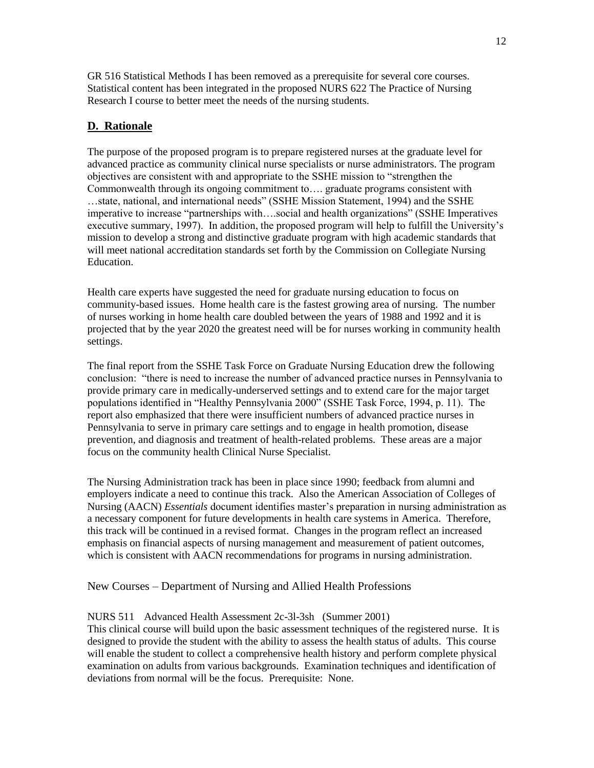GR 516 Statistical Methods I has been removed as a prerequisite for several core courses. Statistical content has been integrated in the proposed NURS 622 The Practice of Nursing Research I course to better meet the needs of the nursing students.

## **D. Rationale**

The purpose of the proposed program is to prepare registered nurses at the graduate level for advanced practice as community clinical nurse specialists or nurse administrators. The program objectives are consistent with and appropriate to the SSHE mission to "strengthen the Commonwealth through its ongoing commitment to…. graduate programs consistent with …state, national, and international needs" (SSHE Mission Statement, 1994) and the SSHE imperative to increase "partnerships with….social and health organizations" (SSHE Imperatives executive summary, 1997). In addition, the proposed program will help to fulfill the University's mission to develop a strong and distinctive graduate program with high academic standards that will meet national accreditation standards set forth by the Commission on Collegiate Nursing Education.

Health care experts have suggested the need for graduate nursing education to focus on community-based issues. Home health care is the fastest growing area of nursing. The number of nurses working in home health care doubled between the years of 1988 and 1992 and it is projected that by the year 2020 the greatest need will be for nurses working in community health settings.

The final report from the SSHE Task Force on Graduate Nursing Education drew the following conclusion: "there is need to increase the number of advanced practice nurses in Pennsylvania to provide primary care in medically-underserved settings and to extend care for the major target populations identified in "Healthy Pennsylvania 2000" (SSHE Task Force, 1994, p. 11). The report also emphasized that there were insufficient numbers of advanced practice nurses in Pennsylvania to serve in primary care settings and to engage in health promotion, disease prevention, and diagnosis and treatment of health-related problems. These areas are a major focus on the community health Clinical Nurse Specialist.

The Nursing Administration track has been in place since 1990; feedback from alumni and employers indicate a need to continue this track. Also the American Association of Colleges of Nursing (AACN) *Essentials* document identifies master's preparation in nursing administration as a necessary component for future developments in health care systems in America. Therefore, this track will be continued in a revised format. Changes in the program reflect an increased emphasis on financial aspects of nursing management and measurement of patient outcomes, which is consistent with AACN recommendations for programs in nursing administration.

New Courses – Department of Nursing and Allied Health Professions

NURS 511 Advanced Health Assessment 2c-3l-3sh (Summer 2001)
This clinical course will build upon the basic assessment techniques of the registered nurse. It is designed to provide the student with the ability to assess the health status of adults. This course will enable the student to collect a comprehensive health history and perform complete physical examination on adults from various backgrounds. Examination techniques and identification of deviations from normal will be the focus. Prerequisite: None.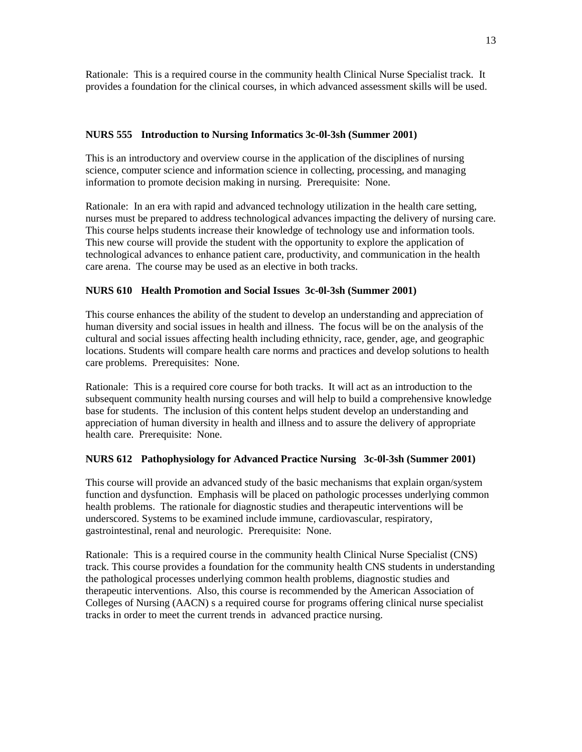Rationale: This is a required course in the community health Clinical Nurse Specialist track. It provides a foundation for the clinical courses, in which advanced assessment skills will be used.

**NURS 555 Introduction to Nursing Informatics 3c-0l-3sh (Summer 2001)**

This is an introductory and overview course in the application of the disciplines of nursing science, computer science and information science in collecting, processing, and managing information to promote decision making in nursing. Prerequisite: None.

Rationale: In an era with rapid and advanced technology utilization in the health care setting, nurses must be prepared to address technological advances impacting the delivery of nursing care. This course helps students increase their knowledge of technology use and information tools. This new course will provide the student with the opportunity to explore the application of technological advances to enhance patient care, productivity, and communication in the health care arena. The course may be used as an elective in both tracks.

**NURS 610 Health Promotion and Social Issues 3c-0l-3sh (Summer 2001)**

This course enhances the ability of the student to develop an understanding and appreciation of human diversity and social issues in health and illness. The focus will be on the analysis of the cultural and social issues affecting health including ethnicity, race, gender, age, and geographic locations. Students will compare health care norms and practices and develop solutions to health care problems. Prerequisites: None.

Rationale: This is a required core course for both tracks. It will act as an introduction to the subsequent community health nursing courses and will help to build a comprehensive knowledge base for students. The inclusion of this content helps student develop an understanding and appreciation of human diversity in health and illness and to assure the delivery of appropriate health care. Prerequisite: None.

**NURS 612 Pathophysiology for Advanced Practice Nursing 3c-0l-3sh (Summer 2001)**

This course will provide an advanced study of the basic mechanisms that explain organ/system function and dysfunction. Emphasis will be placed on pathologic processes underlying common health problems. The rationale for diagnostic studies and therapeutic interventions will be underscored. Systems to be examined include immune, cardiovascular, respiratory, gastrointestinal, renal and neurologic. Prerequisite: None.

Rationale: This is a required course in the community health Clinical Nurse Specialist (CNS) track. This course provides a foundation for the community health CNS students in understanding the pathological processes underlying common health problems, diagnostic studies and therapeutic interventions. Also, this course is recommended by the American Association of Colleges of Nursing (AACN) s a required course for programs offering clinical nurse specialist tracks in order to meet the current trends in advanced practice nursing.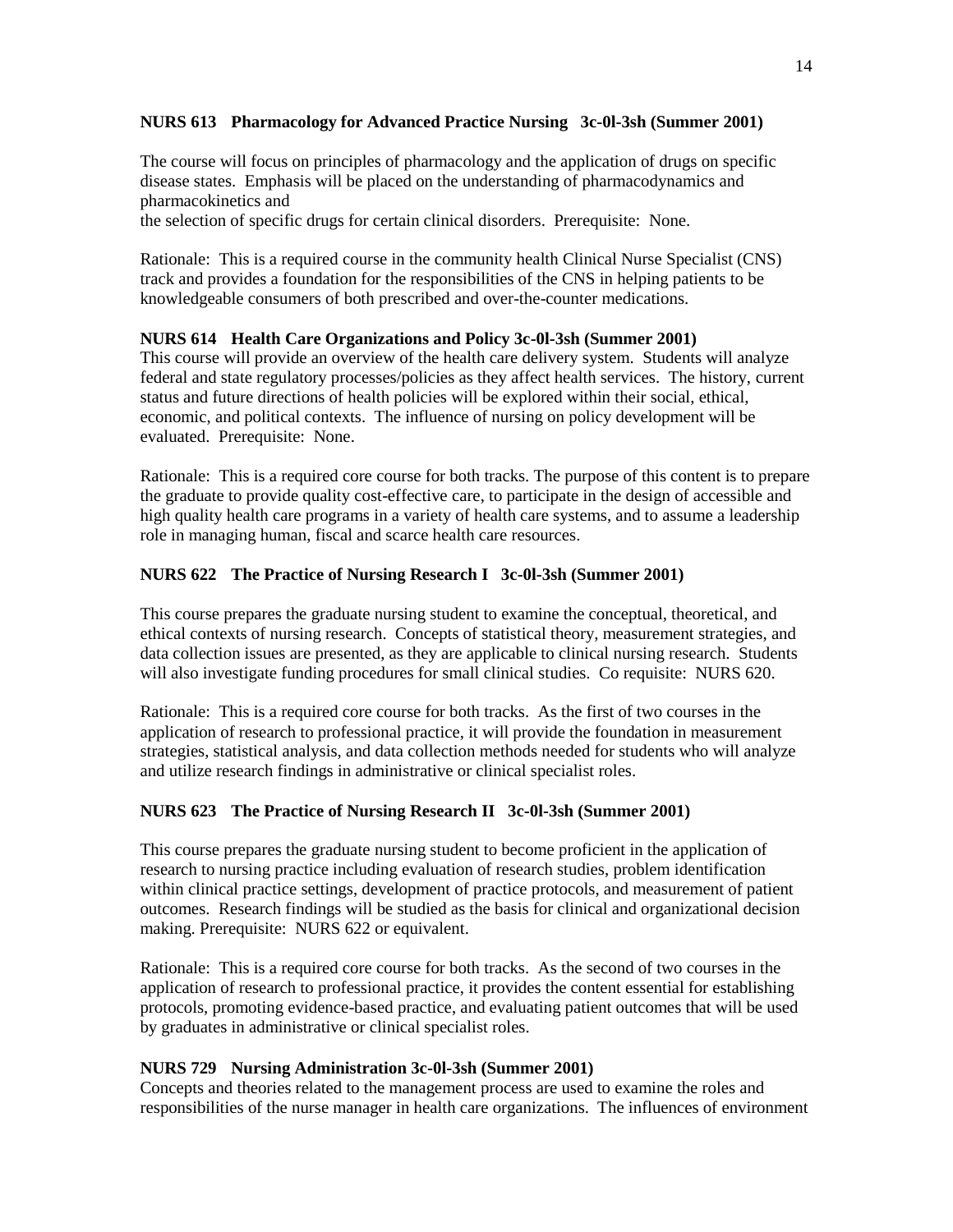**NURS 613 Pharmacology for Advanced Practice Nursing 3c-0l-3sh (Summer 2001)**

The course will focus on principles of pharmacology and the application of drugs on specific disease states. Emphasis will be placed on the understanding of pharmacodynamics and pharmacokinetics and
the selection of specific drugs for certain clinical disorders. Prerequisite: None.

Rationale: This is a required course in the community health Clinical Nurse Specialist (CNS) track and provides a foundation for the responsibilities of the CNS in helping patients to be knowledgeable consumers of both prescribed and over-the-counter medications.

**NURS 614 Health Care Organizations and Policy 3c-0l-3sh (Summer 2001)**

This course will provide an overview of the health care delivery system. Students will analyze federal and state regulatory processes/policies as they affect health services. The history, current status and future directions of health policies will be explored within their social, ethical, economic, and political contexts. The influence of nursing on policy development will be evaluated. Prerequisite: None.

Rationale: This is a required core course for both tracks. The purpose of this content is to prepare the graduate to provide quality cost-effective care, to participate in the design of accessible and high quality health care programs in a variety of health care systems, and to assume a leadership role in managing human, fiscal and scarce health care resources.

**NURS 622 The Practice of Nursing Research I 3c-0l-3sh (Summer 2001)**

This course prepares the graduate nursing student to examine the conceptual, theoretical, and ethical contexts of nursing research. Concepts of statistical theory, measurement strategies, and data collection issues are presented, as they are applicable to clinical nursing research. Students will also investigate funding procedures for small clinical studies. Co requisite: NURS 620.

Rationale: This is a required core course for both tracks. As the first of two courses in the application of research to professional practice, it will provide the foundation in measurement strategies, statistical analysis, and data collection methods needed for students who will analyze and utilize research findings in administrative or clinical specialist roles.

**NURS 623 The Practice of Nursing Research II 3c-0l-3sh (Summer 2001)**

This course prepares the graduate nursing student to become proficient in the application of research to nursing practice including evaluation of research studies, problem identification within clinical practice settings, development of practice protocols, and measurement of patient outcomes. Research findings will be studied as the basis for clinical and organizational decision making. Prerequisite: NURS 622 or equivalent.

Rationale: This is a required core course for both tracks. As the second of two courses in the application of research to professional practice, it provides the content essential for establishing protocols, promoting evidence-based practice, and evaluating patient outcomes that will be used by graduates in administrative or clinical specialist roles.

**NURS 729 Nursing Administration 3c-0l-3sh (Summer 2001)**

Concepts and theories related to the management process are used to examine the roles and responsibilities of the nurse manager in health care organizations. The influences of environment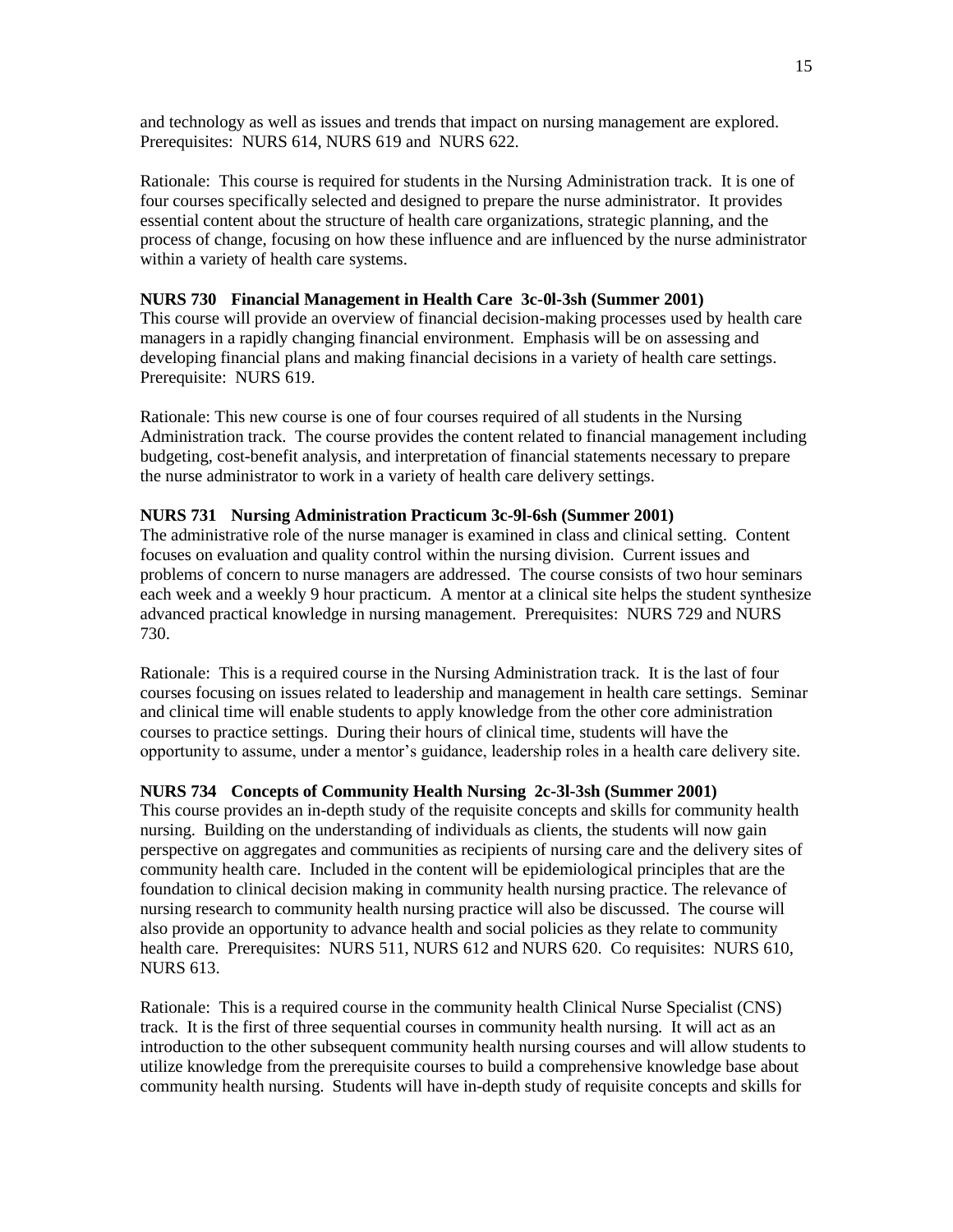and technology as well as issues and trends that impact on nursing management are explored. Prerequisites: NURS 614, NURS 619 and NURS 622.

Rationale: This course is required for students in the Nursing Administration track. It is one of four courses specifically selected and designed to prepare the nurse administrator. It provides essential content about the structure of health care organizations, strategic planning, and the process of change, focusing on how these influence and are influenced by the nurse administrator within a variety of health care systems.

**NURS 730 Financial Management in Health Care 3c-0l-3sh (Summer 2001)**

This course will provide an overview of financial decision-making processes used by health care managers in a rapidly changing financial environment. Emphasis will be on assessing and developing financial plans and making financial decisions in a variety of health care settings. Prerequisite: NURS 619.

Rationale: This new course is one of four courses required of all students in the Nursing Administration track. The course provides the content related to financial management including budgeting, cost-benefit analysis, and interpretation of financial statements necessary to prepare the nurse administrator to work in a variety of health care delivery settings.

**NURS 731 Nursing Administration Practicum 3c-9l-6sh (Summer 2001)**

The administrative role of the nurse manager is examined in class and clinical setting. Content focuses on evaluation and quality control within the nursing division. Current issues and problems of concern to nurse managers are addressed. The course consists of two hour seminars each week and a weekly 9 hour practicum. A mentor at a clinical site helps the student synthesize advanced practical knowledge in nursing management. Prerequisites: NURS 729 and NURS 730.

Rationale: This is a required course in the Nursing Administration track. It is the last of four courses focusing on issues related to leadership and management in health care settings. Seminar and clinical time will enable students to apply knowledge from the other core administration courses to practice settings. During their hours of clinical time, students will have the opportunity to assume, under a mentor's guidance, leadership roles in a health care delivery site.

**NURS 734 Concepts of Community Health Nursing 2c-3l-3sh (Summer 2001)**

This course provides an in-depth study of the requisite concepts and skills for community health nursing. Building on the understanding of individuals as clients, the students will now gain perspective on aggregates and communities as recipients of nursing care and the delivery sites of community health care. Included in the content will be epidemiological principles that are the foundation to clinical decision making in community health nursing practice. The relevance of nursing research to community health nursing practice will also be discussed. The course will also provide an opportunity to advance health and social policies as they relate to community health care. Prerequisites: NURS 511, NURS 612 and NURS 620. Co requisites: NURS 610, NURS 613.

Rationale: This is a required course in the community health Clinical Nurse Specialist (CNS) track. It is the first of three sequential courses in community health nursing. It will act as an introduction to the other subsequent community health nursing courses and will allow students to utilize knowledge from the prerequisite courses to build a comprehensive knowledge base about community health nursing. Students will have in-depth study of requisite concepts and skills for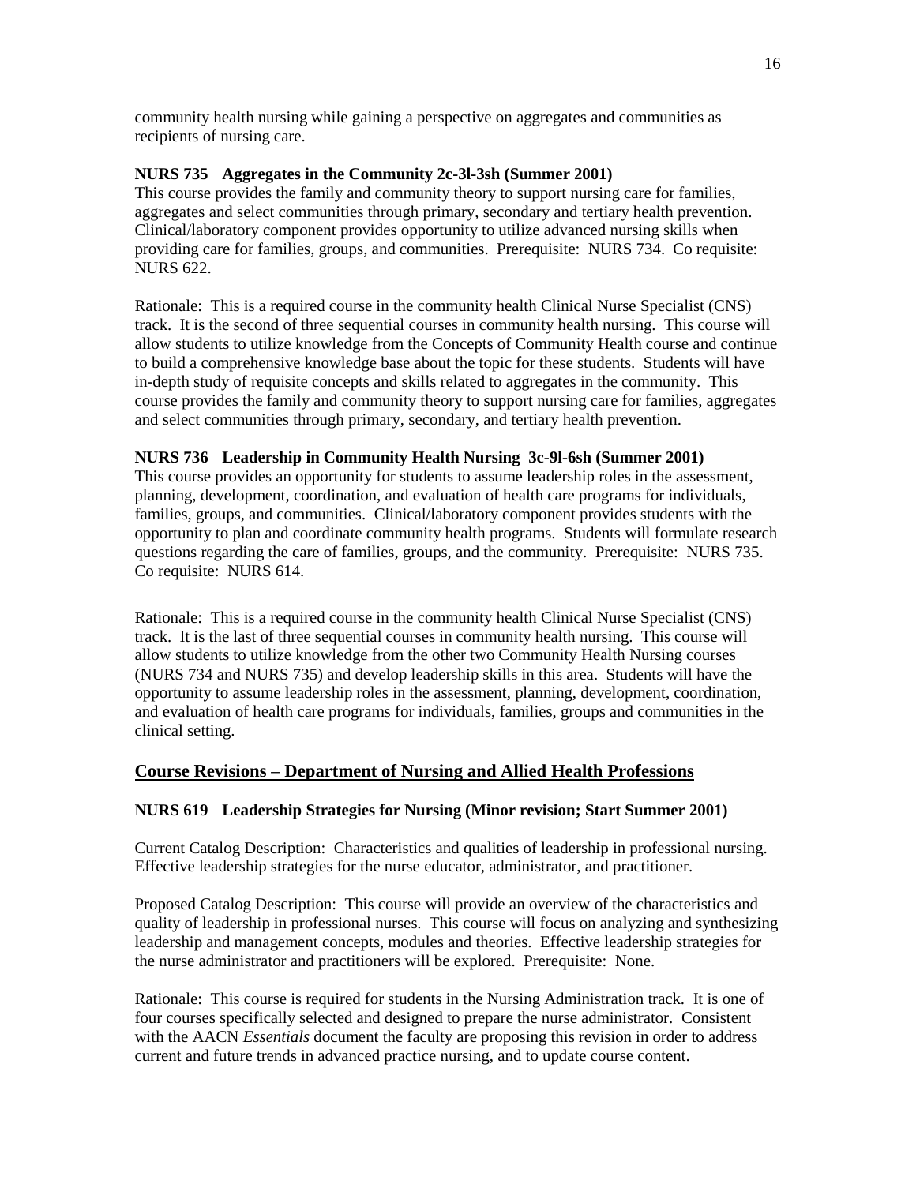community health nursing while gaining a perspective on aggregates and communities as recipients of nursing care.

**NURS 735 Aggregates in the Community 2c-3l-3sh (Summer 2001)**
This course provides the family and community theory to support nursing care for families, aggregates and select communities through primary, secondary and tertiary health prevention. Clinical/laboratory component provides opportunity to utilize advanced nursing skills when providing care for families, groups, and communities. Prerequisite: NURS 734. Co requisite: NURS 622.

Rationale: This is a required course in the community health Clinical Nurse Specialist (CNS) track. It is the second of three sequential courses in community health nursing. This course will allow students to utilize knowledge from the Concepts of Community Health course and continue to build a comprehensive knowledge base about the topic for these students. Students will have in-depth study of requisite concepts and skills related to aggregates in the community. This course provides the family and community theory to support nursing care for families, aggregates and select communities through primary, secondary, and tertiary health prevention.

**NURS 736 Leadership in Community Health Nursing 3c-9l-6sh (Summer 2001)**
This course provides an opportunity for students to assume leadership roles in the assessment, planning, development, coordination, and evaluation of health care programs for individuals, families, groups, and communities. Clinical/laboratory component provides students with the opportunity to plan and coordinate community health programs. Students will formulate research questions regarding the care of families, groups, and the community. Prerequisite: NURS 735. Co requisite: NURS 614.

Rationale: This is a required course in the community health Clinical Nurse Specialist (CNS) track. It is the last of three sequential courses in community health nursing. This course will allow students to utilize knowledge from the other two Community Health Nursing courses (NURS 734 and NURS 735) and develop leadership skills in this area. Students will have the opportunity to assume leadership roles in the assessment, planning, development, coordination, and evaluation of health care programs for individuals, families, groups and communities in the clinical setting.

## Course Revisions – Department of Nursing and Allied Health Professions

**NURS 619 Leadership Strategies for Nursing (Minor revision; Start Summer 2001)**

Current Catalog Description: Characteristics and qualities of leadership in professional nursing. Effective leadership strategies for the nurse educator, administrator, and practitioner.

Proposed Catalog Description: This course will provide an overview of the characteristics and quality of leadership in professional nurses. This course will focus on analyzing and synthesizing leadership and management concepts, modules and theories. Effective leadership strategies for the nurse administrator and practitioners will be explored. Prerequisite: None.

Rationale: This course is required for students in the Nursing Administration track. It is one of four courses specifically selected and designed to prepare the nurse administrator. Consistent with the AACN *Essentials* document the faculty are proposing this revision in order to address current and future trends in advanced practice nursing, and to update course content.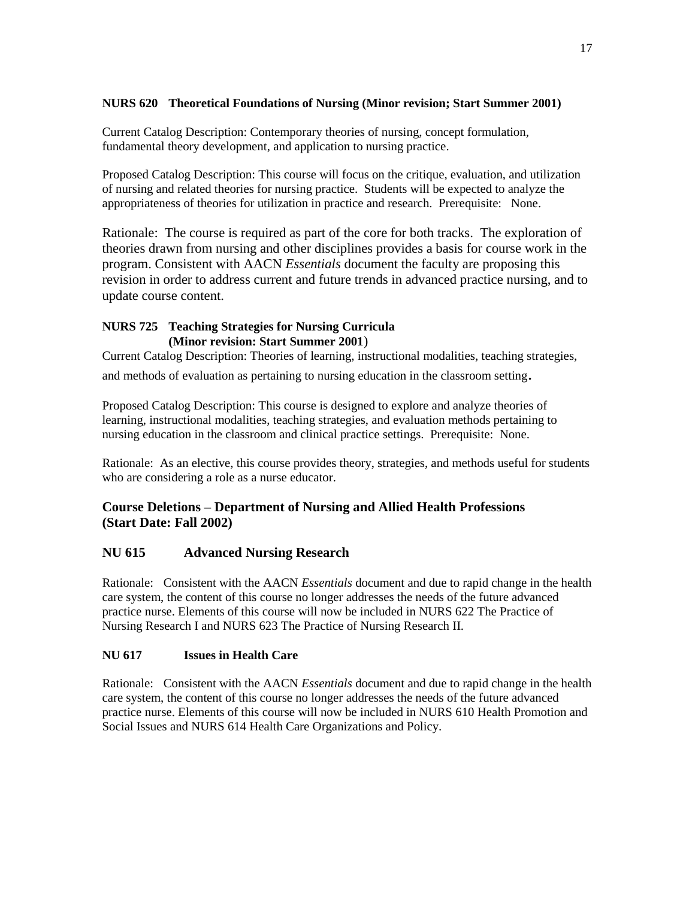**NURS 620 Theoretical Foundations of Nursing (Minor revision; Start Summer 2001)**

Current Catalog Description: Contemporary theories of nursing, concept formulation, fundamental theory development, and application to nursing practice.

Proposed Catalog Description: This course will focus on the critique, evaluation, and utilization of nursing and related theories for nursing practice. Students will be expected to analyze the appropriateness of theories for utilization in practice and research. Prerequisite: None.

Rationale: The course is required as part of the core for both tracks. The exploration of theories drawn from nursing and other disciplines provides a basis for course work in the program. Consistent with AACN *Essentials* document the faculty are proposing this revision in order to address current and future trends in advanced practice nursing, and to update course content.

**NURS 725 Teaching Strategies for Nursing Curricula (Minor revision: Start Summer 2001)**

Current Catalog Description: Theories of learning, instructional modalities, teaching strategies, and methods of evaluation as pertaining to nursing education in the classroom setting.

Proposed Catalog Description: This course is designed to explore and analyze theories of learning, instructional modalities, teaching strategies, and evaluation methods pertaining to nursing education in the classroom and clinical practice settings. Prerequisite: None.

Rationale: As an elective, this course provides theory, strategies, and methods useful for students who are considering a role as a nurse educator.

## Course Deletions – Department of Nursing and Allied Health Professions (Start Date: Fall 2002)

### NU 615 Advanced Nursing Research

Rationale: Consistent with the AACN *Essentials* document and due to rapid change in the health care system, the content of this course no longer addresses the needs of the future advanced practice nurse. Elements of this course will now be included in NURS 622 The Practice of Nursing Research I and NURS 623 The Practice of Nursing Research II.

**NU 617 Issues in Health Care**

Rationale: Consistent with the AACN *Essentials* document and due to rapid change in the health care system, the content of this course no longer addresses the needs of the future advanced practice nurse. Elements of this course will now be included in NURS 610 Health Promotion and Social Issues and NURS 614 Health Care Organizations and Policy.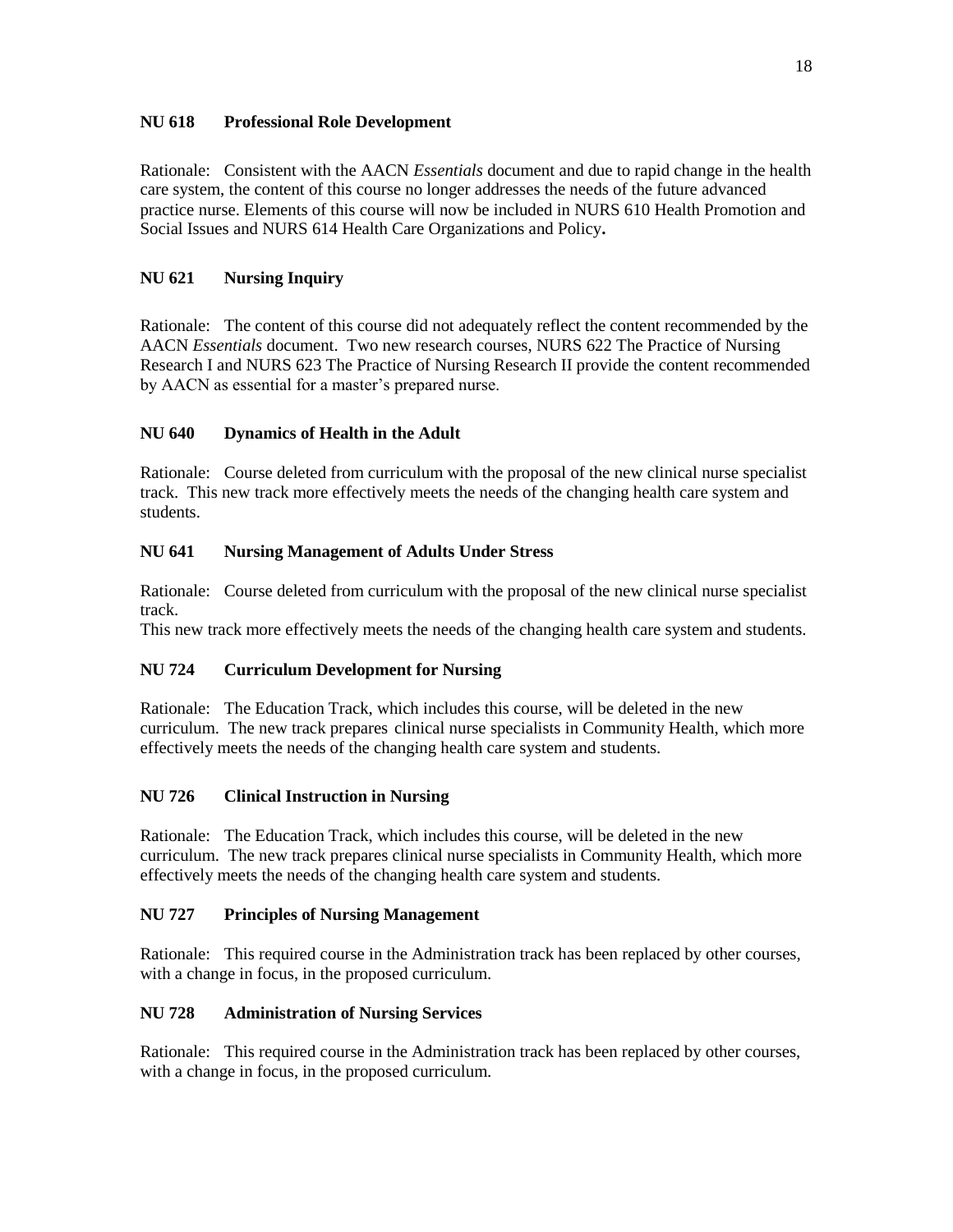**NU 618 Professional Role Development**

Rationale: Consistent with the AACN *Essentials* document and due to rapid change in the health care system, the content of this course no longer addresses the needs of the future advanced practice nurse. Elements of this course will now be included in NURS 610 Health Promotion and Social Issues and NURS 614 Health Care Organizations and Policy**.**

**NU 621 Nursing Inquiry**

Rationale: The content of this course did not adequately reflect the content recommended by the AACN *Essentials* document. Two new research courses, NURS 622 The Practice of Nursing Research I and NURS 623 The Practice of Nursing Research II provide the content recommended by AACN as essential for a master's prepared nurse.

**NU 640 Dynamics of Health in the Adult**

Rationale: Course deleted from curriculum with the proposal of the new clinical nurse specialist track. This new track more effectively meets the needs of the changing health care system and students.

**NU 641 Nursing Management of Adults Under Stress**

Rationale: Course deleted from curriculum with the proposal of the new clinical nurse specialist track.
This new track more effectively meets the needs of the changing health care system and students.

**NU 724 Curriculum Development for Nursing**

Rationale: The Education Track, which includes this course, will be deleted in the new curriculum. The new track prepares clinical nurse specialists in Community Health, which more effectively meets the needs of the changing health care system and students.

**NU 726 Clinical Instruction in Nursing**

Rationale: The Education Track, which includes this course, will be deleted in the new curriculum. The new track prepares clinical nurse specialists in Community Health, which more effectively meets the needs of the changing health care system and students.

**NU 727 Principles of Nursing Management**

Rationale: This required course in the Administration track has been replaced by other courses, with a change in focus, in the proposed curriculum.

**NU 728 Administration of Nursing Services**

Rationale: This required course in the Administration track has been replaced by other courses, with a change in focus, in the proposed curriculum.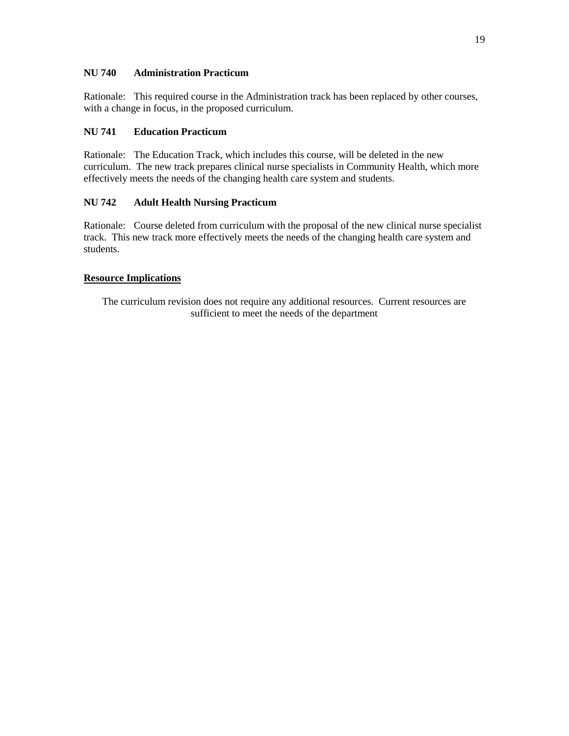**NU 740 Administration Practicum**

Rationale: This required course in the Administration track has been replaced by other courses, with a change in focus, in the proposed curriculum.

**NU 741 Education Practicum**

Rationale: The Education Track, which includes this course, will be deleted in the new curriculum. The new track prepares clinical nurse specialists in Community Health, which more effectively meets the needs of the changing health care system and students.

**NU 742 Adult Health Nursing Practicum**

Rationale: Course deleted from curriculum with the proposal of the new clinical nurse specialist track. This new track more effectively meets the needs of the changing health care system and students.

**Resource Implications**

The curriculum revision does not require any additional resources. Current resources are sufficient to meet the needs of the department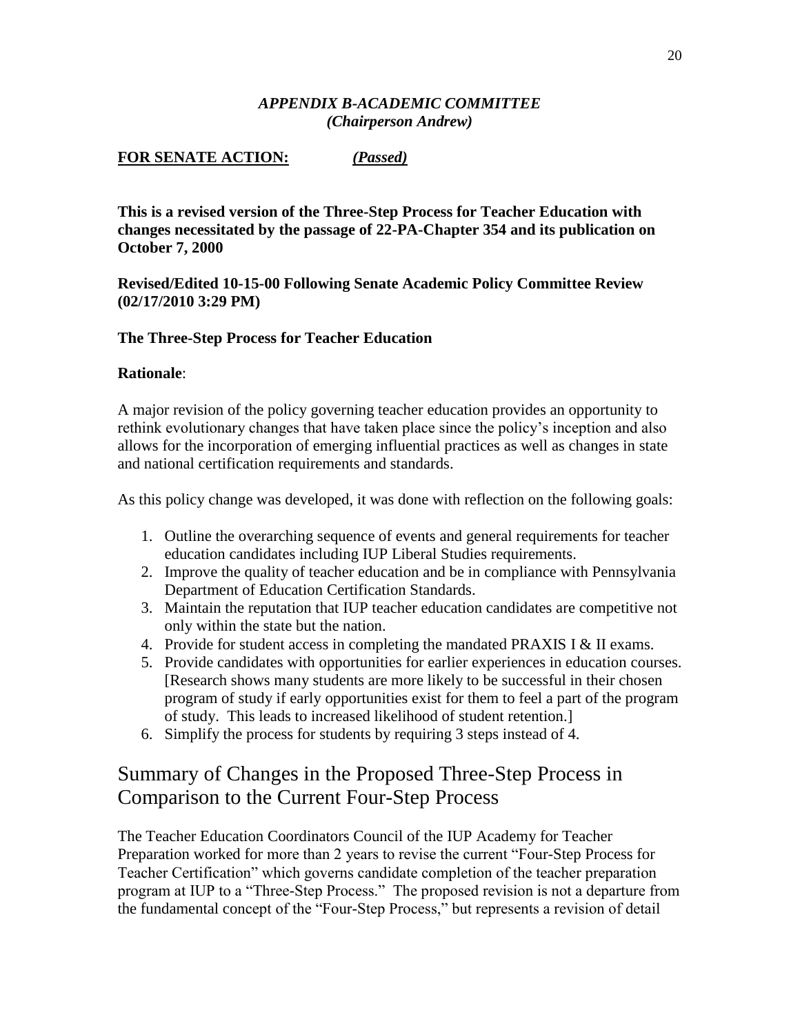### *APPENDIX B-ACADEMIC COMMITTEE*
### *(Chairperson Andrew)*

**FOR SENATE ACTION:** ***(Passed)***

**This is a revised version of the Three-Step Process for Teacher Education with changes necessitated by the passage of 22-PA-Chapter 354 and its publication on October 7, 2000**

**Revised/Edited 10-15-00 Following Senate Academic Policy Committee Review (02/17/2010 3:29 PM)**

**The Three-Step Process for Teacher Education**

**Rationale**:

A major revision of the policy governing teacher education provides an opportunity to rethink evolutionary changes that have taken place since the policy's inception and also allows for the incorporation of emerging influential practices as well as changes in state and national certification requirements and standards.

As this policy change was developed, it was done with reflection on the following goals:

1. Outline the overarching sequence of events and general requirements for teacher education candidates including IUP Liberal Studies requirements.
2. Improve the quality of teacher education and be in compliance with Pennsylvania Department of Education Certification Standards.
3. Maintain the reputation that IUP teacher education candidates are competitive not only within the state but the nation.
4. Provide for student access in completing the mandated PRAXIS I & II exams.
5. Provide candidates with opportunities for earlier experiences in education courses. [Research shows many students are more likely to be successful in their chosen program of study if early opportunities exist for them to feel a part of the program of study. This leads to increased likelihood of student retention.]
6. Simplify the process for students by requiring 3 steps instead of 4.

## Summary of Changes in the Proposed Three-Step Process in Comparison to the Current Four-Step Process

The Teacher Education Coordinators Council of the IUP Academy for Teacher Preparation worked for more than 2 years to revise the current "Four-Step Process for Teacher Certification" which governs candidate completion of the teacher preparation program at IUP to a "Three-Step Process." The proposed revision is not a departure from the fundamental concept of the "Four-Step Process," but represents a revision of detail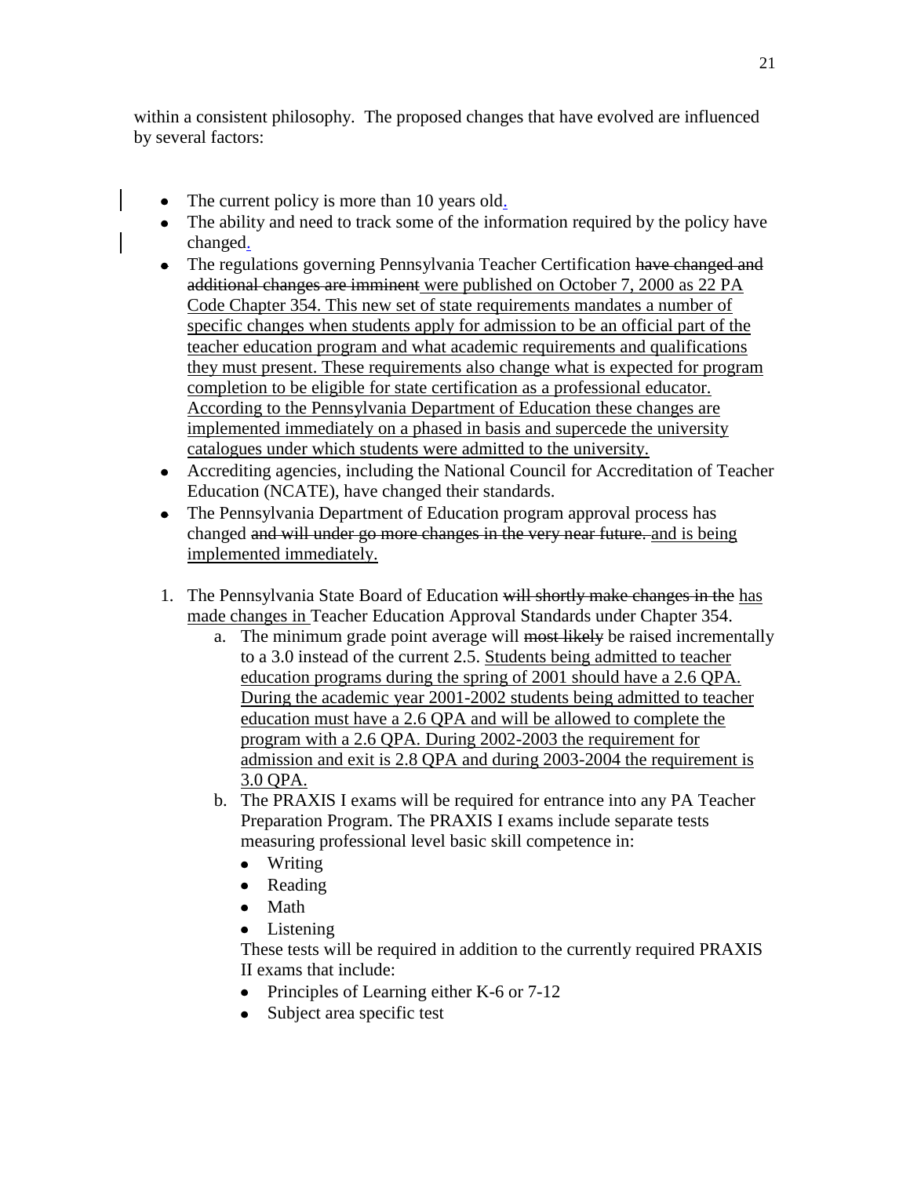within a consistent philosophy. The proposed changes that have evolved are influenced by several factors:

- The current policy is more than 10 years old.
- The ability and need to track some of the information required by the policy have changed.
- The regulations governing Pennsylvania Teacher Certification ~~have changed and additional changes are imminent~~ <u>were published on October 7, 2000 as 22 PA Code Chapter 354. This new set of state requirements mandates a number of specific changes when students apply for admission to be an official part of the teacher education program and what academic requirements and qualifications they must present. These requirements also change what is expected for program completion to be eligible for state certification as a professional educator. According to the Pennsylvania Department of Education these changes are implemented immediately on a phased in basis and supercede the university catalogues under which students were admitted to the university.</u>
- Accrediting agencies, including the National Council for Accreditation of Teacher Education (NCATE), have changed their standards.
- The Pennsylvania Department of Education program approval process has changed ~~and will under go more changes in the very near future.~~ <u>and is being implemented immediately.</u>

1. The Pennsylvania State Board of Education ~~will shortly make changes in the~~ <u>has made changes in</u> Teacher Education Approval Standards under Chapter 354.
   a. The minimum grade point average will ~~most likely~~ be raised incrementally to a 3.0 instead of the current 2.5. <u>Students being admitted to teacher education programs during the spring of 2001 should have a 2.6 QPA. During the academic year 2001-2002 students being admitted to teacher education must have a 2.6 QPA and will be allowed to complete the program with a 2.6 QPA. During 2002-2003 the requirement for admission and exit is 2.8 QPA and during 2003-2004 the requirement is 3.0 QPA.</u>
   b. The PRAXIS I exams will be required for entrance into any PA Teacher Preparation Program. The PRAXIS I exams include separate tests measuring professional level basic skill competence in:
      - Writing
      - Reading
      - Math
      - Listening

      These tests will be required in addition to the currently required PRAXIS II exams that include:
      - Principles of Learning either K-6 or 7-12
      - Subject area specific test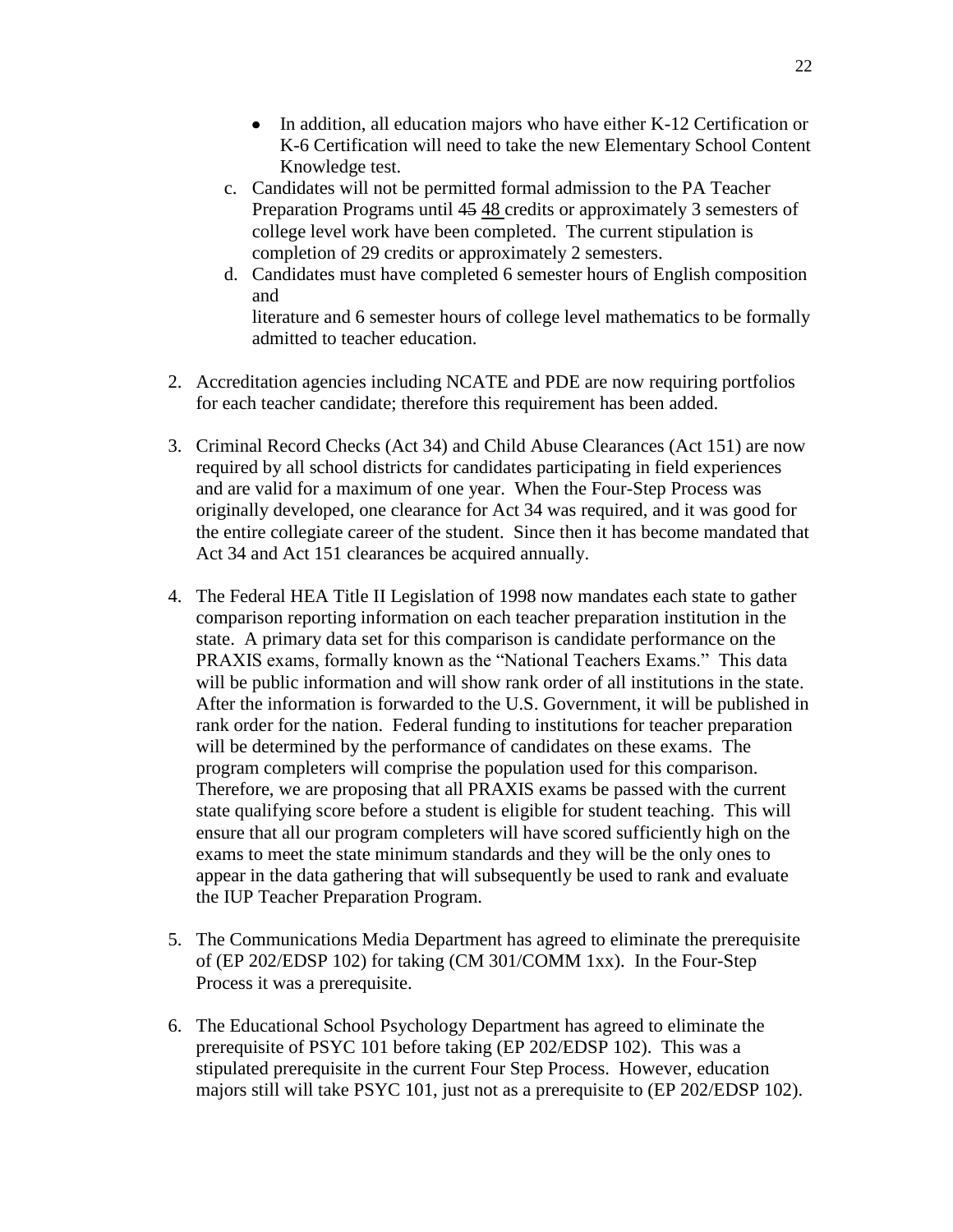- In addition, all education majors who have either K-12 Certification or K-6 Certification will need to take the new Elementary School Content Knowledge test.

c. Candidates will not be permitted formal admission to the PA Teacher Preparation Programs until ~~45~~ <u>48</u> credits or approximately 3 semesters of college level work have been completed. The current stipulation is completion of 29 credits or approximately 2 semesters.

d. Candidates must have completed 6 semester hours of English composition and literature and 6 semester hours of college level mathematics to be formally admitted to teacher education.

2. Accreditation agencies including NCATE and PDE are now requiring portfolios for each teacher candidate; therefore this requirement has been added.

3. Criminal Record Checks (Act 34) and Child Abuse Clearances (Act 151) are now required by all school districts for candidates participating in field experiences and are valid for a maximum of one year. When the Four-Step Process was originally developed, one clearance for Act 34 was required, and it was good for the entire collegiate career of the student. Since then it has become mandated that Act 34 and Act 151 clearances be acquired annually.

4. The Federal HEA Title II Legislation of 1998 now mandates each state to gather comparison reporting information on each teacher preparation institution in the state. A primary data set for this comparison is candidate performance on the PRAXIS exams, formally known as the "National Teachers Exams." This data will be public information and will show rank order of all institutions in the state. After the information is forwarded to the U.S. Government, it will be published in rank order for the nation. Federal funding to institutions for teacher preparation will be determined by the performance of candidates on these exams. The program completers will comprise the population used for this comparison. Therefore, we are proposing that all PRAXIS exams be passed with the current state qualifying score before a student is eligible for student teaching. This will ensure that all our program completers will have scored sufficiently high on the exams to meet the state minimum standards and they will be the only ones to appear in the data gathering that will subsequently be used to rank and evaluate the IUP Teacher Preparation Program.

5. The Communications Media Department has agreed to eliminate the prerequisite of (EP 202/EDSP 102) for taking (CM 301/COMM 1xx). In the Four-Step Process it was a prerequisite.

6. The Educational School Psychology Department has agreed to eliminate the prerequisite of PSYC 101 before taking (EP 202/EDSP 102). This was a stipulated prerequisite in the current Four Step Process. However, education majors still will take PSYC 101, just not as a prerequisite to (EP 202/EDSP 102).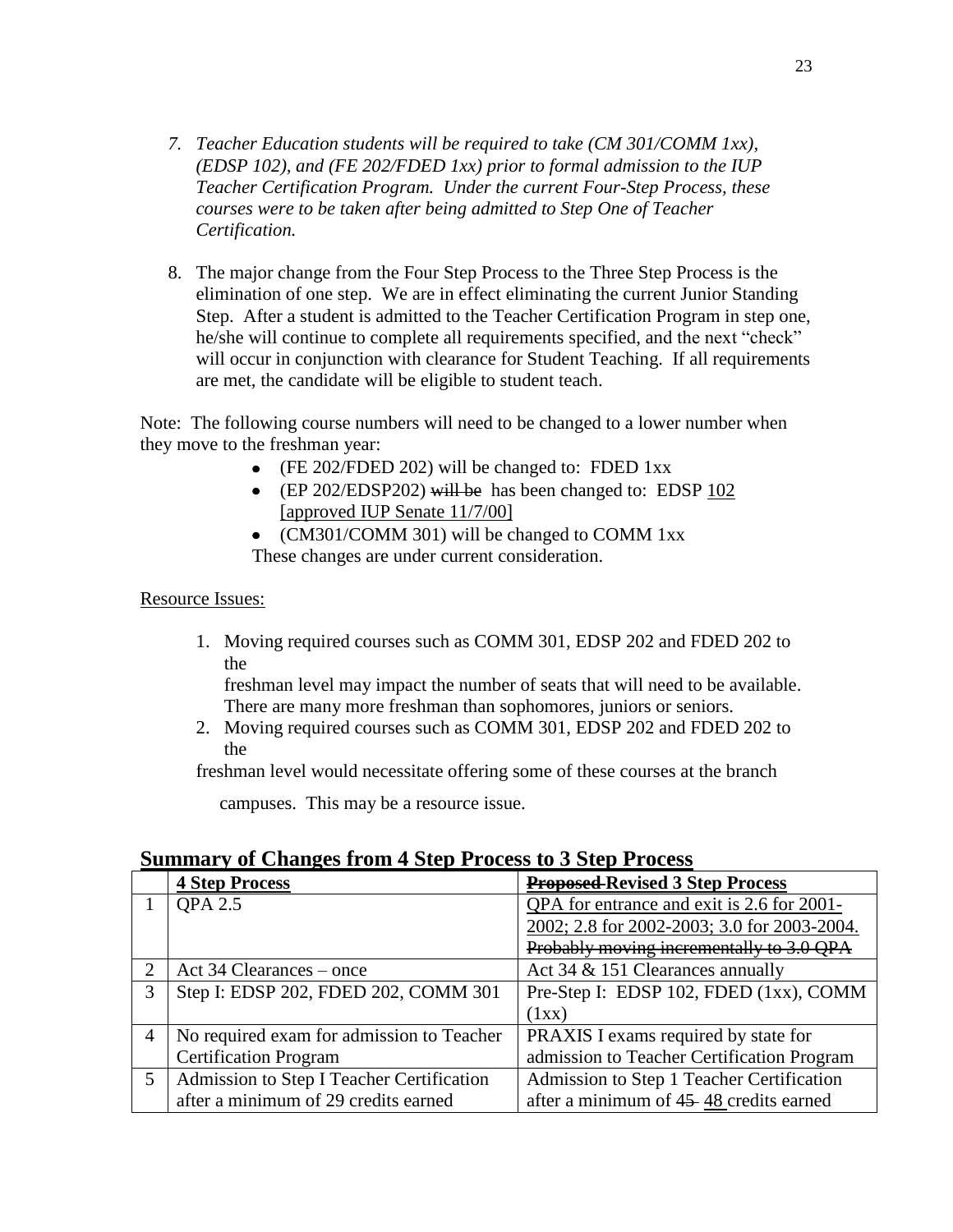7. *Teacher Education students will be required to take (CM 301/COMM 1xx), (EDSP 102), and (FE 202/FDED 1xx) prior to formal admission to the IUP Teacher Certification Program. Under the current Four-Step Process, these courses were to be taken after being admitted to Step One of Teacher Certification.*

8. The major change from the Four Step Process to the Three Step Process is the elimination of one step. We are in effect eliminating the current Junior Standing Step. After a student is admitted to the Teacher Certification Program in step one, he/she will continue to complete all requirements specified, and the next "check" will occur in conjunction with clearance for Student Teaching. If all requirements are met, the candidate will be eligible to student teach.

Note: The following course numbers will need to be changed to a lower number when they move to the freshman year:

- (FE 202/FDED 202) will be changed to: FDED 1xx
- (EP 202/EDSP202) ~~will be~~ has been changed to: EDSP 102 [approved IUP Senate 11/7/00]
- (CM301/COMM 301) will be changed to COMM 1xx

These changes are under current consideration.

Resource Issues:

1. Moving required courses such as COMM 301, EDSP 202 and FDED 202 to the freshman level may impact the number of seats that will need to be available. There are many more freshman than sophomores, juniors or seniors.
2. Moving required courses such as COMM 301, EDSP 202 and FDED 202 to the freshman level would necessitate offering some of these courses at the branch campuses. This may be a resource issue.

## Summary of Changes from 4 Step Process to 3 Step Process

| | 4 Step Process | ~~Proposed~~ Revised 3 Step Process |
|---|---|---|
| 1 | QPA 2.5 | QPA for entrance and exit is 2.6 for 2001-2002; 2.8 for 2002-2003; 3.0 for 2003-2004. ~~Probably moving incrementally to 3.0 QPA~~ |
| 2 | Act 34 Clearances – once | Act 34 & 151 Clearances annually |
| 3 | Step I: EDSP 202, FDED 202, COMM 301 | Pre-Step I: EDSP 102, FDED (1xx), COMM (1xx) |
| 4 | No required exam for admission to Teacher Certification Program | PRAXIS I exams required by state for admission to Teacher Certification Program |
| 5 | Admission to Step I Teacher Certification after a minimum of 29 credits earned | Admission to Step 1 Teacher Certification after a minimum of ~~45~~ 48 credits earned |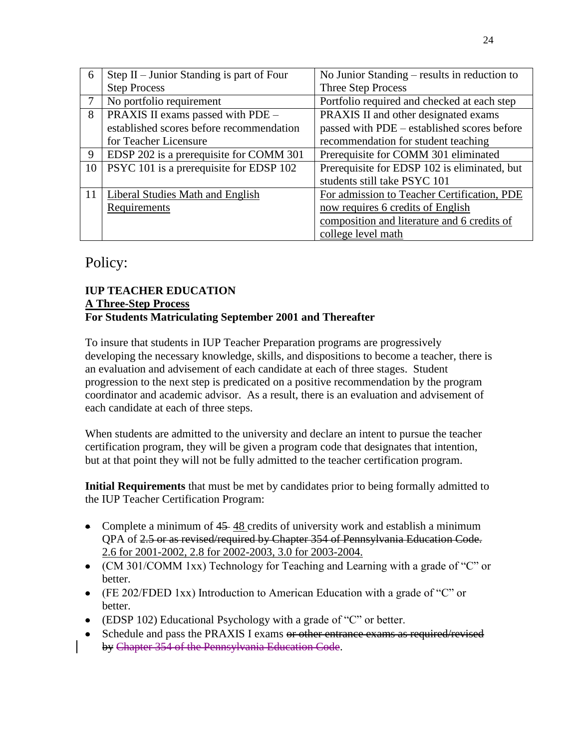| 6 | Step II – Junior Standing is part of Four Step Process | No Junior Standing – results in reduction to Three Step Process |
|---|---|---|
| 7 | No portfolio requirement | Portfolio required and checked at each step |
| 8 | PRAXIS II exams passed with PDE – established scores before recommendation for Teacher Licensure | PRAXIS II and other designated exams passed with PDE – established scores before recommendation for student teaching |
| 9 | EDSP 202 is a prerequisite for COMM 301 | Prerequisite for COMM 301 eliminated |
| 10 | PSYC 101 is a prerequisite for EDSP 102 | Prerequisite for EDSP 102 is eliminated, but students still take PSYC 101 |
| 11 | <u>Liberal Studies Math and English Requirements</u> | <u>For admission to Teacher Certification, PDE now requires 6 credits of English composition and literature and 6 credits of college level math</u> |

# Policy:

**IUP TEACHER EDUCATION**
**<u>A Three-Step Process</u>**
**For Students Matriculating September 2001 and Thereafter**

To insure that students in IUP Teacher Preparation programs are progressively developing the necessary knowledge, skills, and dispositions to become a teacher, there is an evaluation and advisement of each candidate at each of three stages. Student progression to the next step is predicated on a positive recommendation by the program coordinator and academic advisor. As a result, there is an evaluation and advisement of each candidate at each of three steps.

When students are admitted to the university and declare an intent to pursue the teacher certification program, they will be given a program code that designates that intention, but at that point they will not be fully admitted to the teacher certification program.

**Initial Requirements** that must be met by candidates prior to being formally admitted to the IUP Teacher Certification Program:

- Complete a minimum of ~~45~~ <u>48</u> credits of university work and establish a minimum QPA of ~~2.5 or as revised/required by Chapter 354 of Pennsylvania Education Code.~~ <u>2.6 for 2001-2002, 2.8 for 2002-2003, 3.0 for 2003-2004.</u>
- (CM 301/COMM 1xx) Technology for Teaching and Learning with a grade of "C" or better.
- (FE 202/FDED 1xx) Introduction to American Education with a grade of "C" or better.
- (EDSP 102) Educational Psychology with a grade of "C" or better.
- Schedule and pass the PRAXIS I exams ~~or other entrance exams as required/revised by Chapter 354 of the Pennsylvania Education Code~~.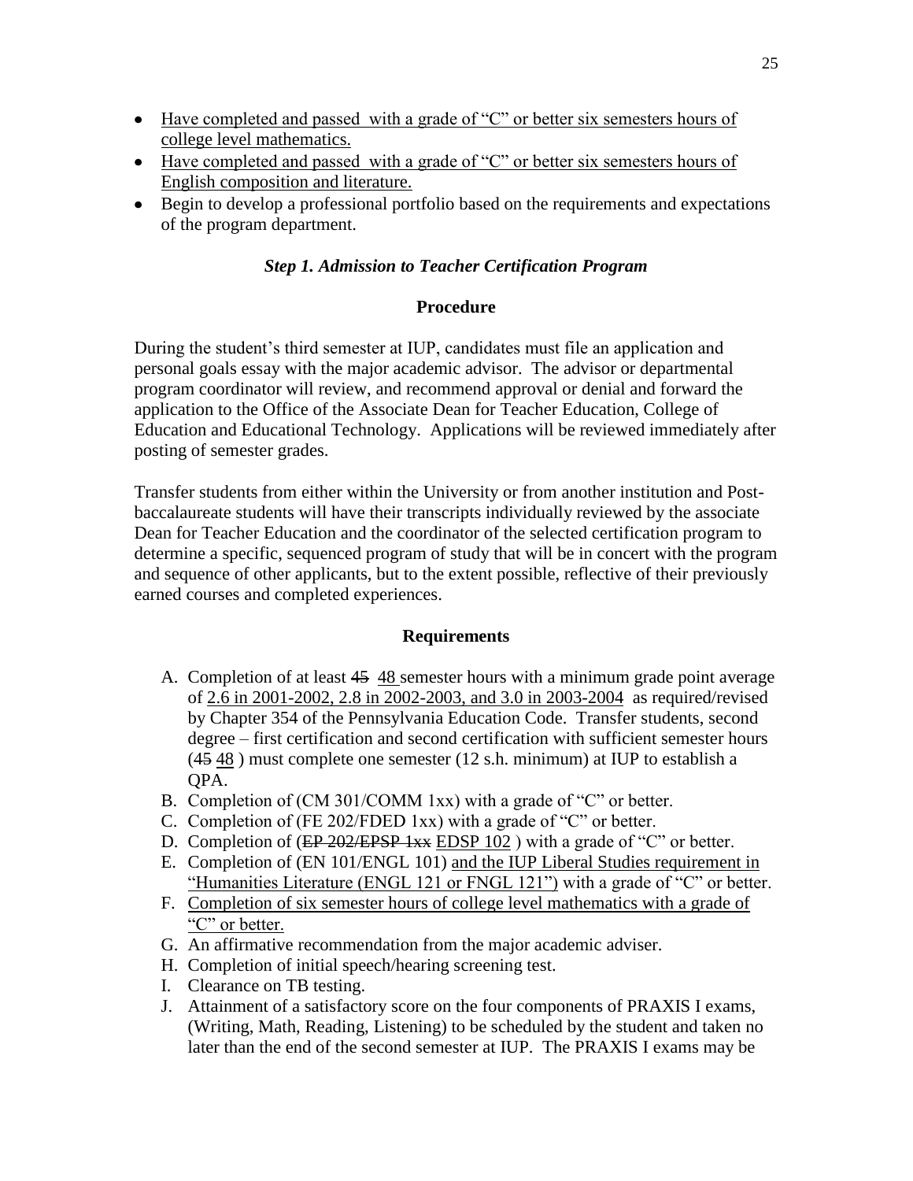- Have completed and passed with a grade of "C" or better six semesters hours of college level mathematics.
- Have completed and passed with a grade of "C" or better six semesters hours of English composition and literature.
- Begin to develop a professional portfolio based on the requirements and expectations of the program department.

### *Step 1. Admission to Teacher Certification Program*

#### Procedure

During the student's third semester at IUP, candidates must file an application and personal goals essay with the major academic advisor. The advisor or departmental program coordinator will review, and recommend approval or denial and forward the application to the Office of the Associate Dean for Teacher Education, College of Education and Educational Technology. Applications will be reviewed immediately after posting of semester grades.

Transfer students from either within the University or from another institution and Post-baccalaureate students will have their transcripts individually reviewed by the associate Dean for Teacher Education and the coordinator of the selected certification program to determine a specific, sequenced program of study that will be in concert with the program and sequence of other applicants, but to the extent possible, reflective of their previously earned courses and completed experiences.

#### Requirements

A. Completion of at least ~~45~~ 48 semester hours with a minimum grade point average of 2.6 in 2001-2002, 2.8 in 2002-2003, and 3.0 in 2003-2004 as required/revised by Chapter 354 of the Pennsylvania Education Code. Transfer students, second degree – first certification and second certification with sufficient semester hours (~~45~~ 48 ) must complete one semester (12 s.h. minimum) at IUP to establish a QPA.
B. Completion of (CM 301/COMM 1xx) with a grade of "C" or better.
C. Completion of (FE 202/FDED 1xx) with a grade of "C" or better.
D. Completion of (~~EP 202/EPSP 1xx~~ EDSP 102 ) with a grade of "C" or better.
E. Completion of (EN 101/ENGL 101) and the IUP Liberal Studies requirement in "Humanities Literature (ENGL 121 or FNGL 121") with a grade of "C" or better.
F. Completion of six semester hours of college level mathematics with a grade of "C" or better.
G. An affirmative recommendation from the major academic adviser.
H. Completion of initial speech/hearing screening test.
I. Clearance on TB testing.
J. Attainment of a satisfactory score on the four components of PRAXIS I exams, (Writing, Math, Reading, Listening) to be scheduled by the student and taken no later than the end of the second semester at IUP. The PRAXIS I exams may be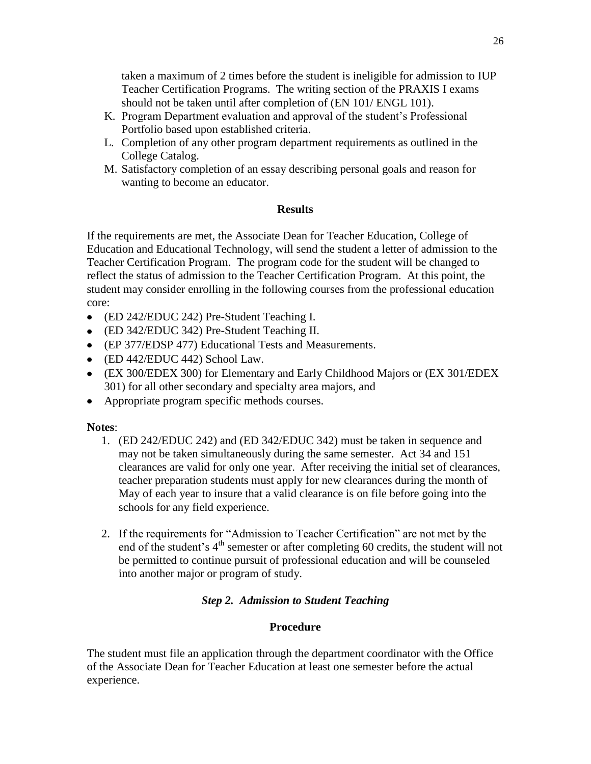taken a maximum of 2 times before the student is ineligible for admission to IUP Teacher Certification Programs. The writing section of the PRAXIS I exams should not be taken until after completion of (EN 101/ ENGL 101).

K. Program Department evaluation and approval of the student's Professional Portfolio based upon established criteria.
L. Completion of any other program department requirements as outlined in the College Catalog.
M. Satisfactory completion of an essay describing personal goals and reason for wanting to become an educator.

**Results**

If the requirements are met, the Associate Dean for Teacher Education, College of Education and Educational Technology, will send the student a letter of admission to the Teacher Certification Program. The program code for the student will be changed to reflect the status of admission to the Teacher Certification Program. At this point, the student may consider enrolling in the following courses from the professional education core:

- (ED 242/EDUC 242) Pre-Student Teaching I.
- (ED 342/EDUC 342) Pre-Student Teaching II.
- (EP 377/EDSP 477) Educational Tests and Measurements.
- (ED 442/EDUC 442) School Law.
- (EX 300/EDEX 300) for Elementary and Early Childhood Majors or (EX 301/EDEX 301) for all other secondary and specialty area majors, and
- Appropriate program specific methods courses.

**Notes**:

1. (ED 242/EDUC 242) and (ED 342/EDUC 342) must be taken in sequence and may not be taken simultaneously during the same semester. Act 34 and 151 clearances are valid for only one year. After receiving the initial set of clearances, teacher preparation students must apply for new clearances during the month of May of each year to insure that a valid clearance is on file before going into the schools for any field experience.

2. If the requirements for "Admission to Teacher Certification" are not met by the end of the student's 4th semester or after completing 60 credits, the student will not be permitted to continue pursuit of professional education and will be counseled into another major or program of study.

***Step 2. Admission to Student Teaching***

**Procedure**

The student must file an application through the department coordinator with the Office of the Associate Dean for Teacher Education at least one semester before the actual experience.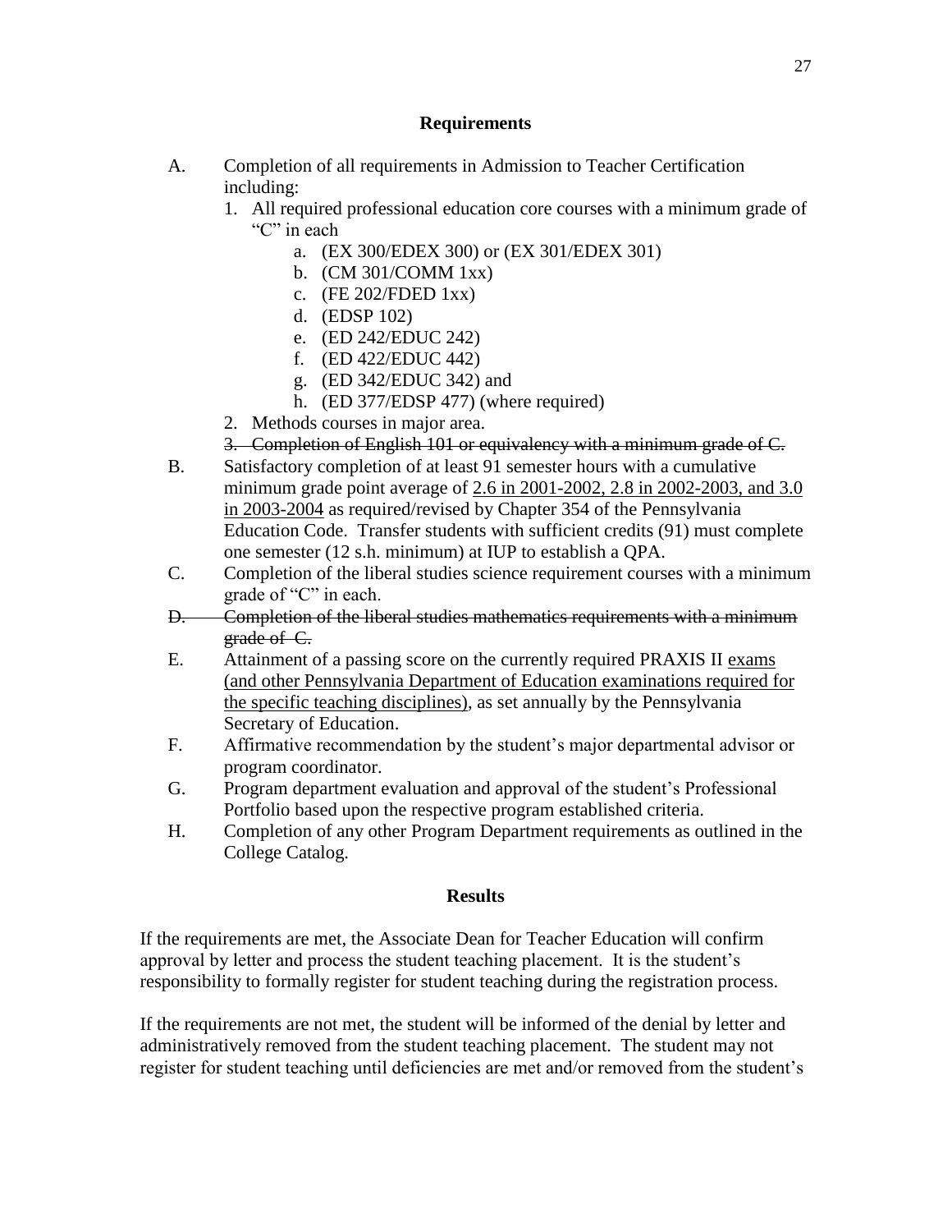## Requirements

A. Completion of all requirements in Admission to Teacher Certification including:
   1. All required professional education core courses with a minimum grade of "C" in each
      a. (EX 300/EDEX 300) or (EX 301/EDEX 301)
      b. (CM 301/COMM 1xx)
      c. (FE 202/FDED 1xx)
      d. (EDSP 102)
      e. (ED 242/EDUC 242)
      f. (ED 422/EDUC 442)
      g. (ED 342/EDUC 342) and
      h. (ED 377/EDSP 477) (where required)
   2. Methods courses in major area.
   3. ~~Completion of English 101 or equivalency with a minimum grade of C.~~

B. Satisfactory completion of at least 91 semester hours with a cumulative minimum grade point average of <u>2.6 in 2001-2002, 2.8 in 2002-2003, and 3.0 in 2003-2004</u> as required/revised by Chapter 354 of the Pennsylvania Education Code. Transfer students with sufficient credits (91) must complete one semester (12 s.h. minimum) at IUP to establish a QPA.

C. Completion of the liberal studies science requirement courses with a minimum grade of "C" in each.

~~D. Completion of the liberal studies mathematics requirements with a minimum grade of C.~~

E. Attainment of a passing score on the currently required PRAXIS II <u>exams (and other Pennsylvania Department of Education examinations required for the specific teaching disciplines)</u>, as set annually by the Pennsylvania Secretary of Education.

F. Affirmative recommendation by the student's major departmental advisor or program coordinator.

G. Program department evaluation and approval of the student's Professional Portfolio based upon the respective program established criteria.

H. Completion of any other Program Department requirements as outlined in the College Catalog.

## Results

If the requirements are met, the Associate Dean for Teacher Education will confirm approval by letter and process the student teaching placement. It is the student's responsibility to formally register for student teaching during the registration process.

If the requirements are not met, the student will be informed of the denial by letter and administratively removed from the student teaching placement. The student may not register for student teaching until deficiencies are met and/or removed from the student's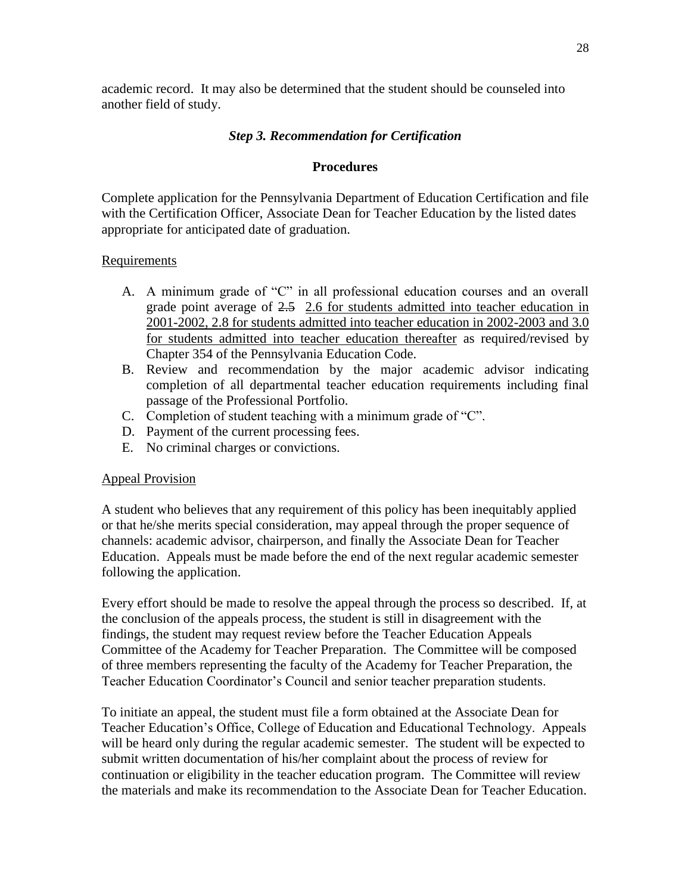academic record. It may also be determined that the student should be counseled into another field of study.

### *Step 3. Recommendation for Certification*

**Procedures**

Complete application for the Pennsylvania Department of Education Certification and file with the Certification Officer, Associate Dean for Teacher Education by the listed dates appropriate for anticipated date of graduation.

Requirements

A. A minimum grade of "C" in all professional education courses and an overall grade point average of ~~2.5~~ 2.6 for students admitted into teacher education in 2001-2002, 2.8 for students admitted into teacher education in 2002-2003 and 3.0 for students admitted into teacher education thereafter as required/revised by Chapter 354 of the Pennsylvania Education Code.
B. Review and recommendation by the major academic advisor indicating completion of all departmental teacher education requirements including final passage of the Professional Portfolio.
C. Completion of student teaching with a minimum grade of "C".
D. Payment of the current processing fees.
E. No criminal charges or convictions.

Appeal Provision

A student who believes that any requirement of this policy has been inequitably applied or that he/she merits special consideration, may appeal through the proper sequence of channels: academic advisor, chairperson, and finally the Associate Dean for Teacher Education. Appeals must be made before the end of the next regular academic semester following the application.

Every effort should be made to resolve the appeal through the process so described. If, at the conclusion of the appeals process, the student is still in disagreement with the findings, the student may request review before the Teacher Education Appeals Committee of the Academy for Teacher Preparation. The Committee will be composed of three members representing the faculty of the Academy for Teacher Preparation, the Teacher Education Coordinator's Council and senior teacher preparation students.

To initiate an appeal, the student must file a form obtained at the Associate Dean for Teacher Education's Office, College of Education and Educational Technology. Appeals will be heard only during the regular academic semester. The student will be expected to submit written documentation of his/her complaint about the process of review for continuation or eligibility in the teacher education program. The Committee will review the materials and make its recommendation to the Associate Dean for Teacher Education.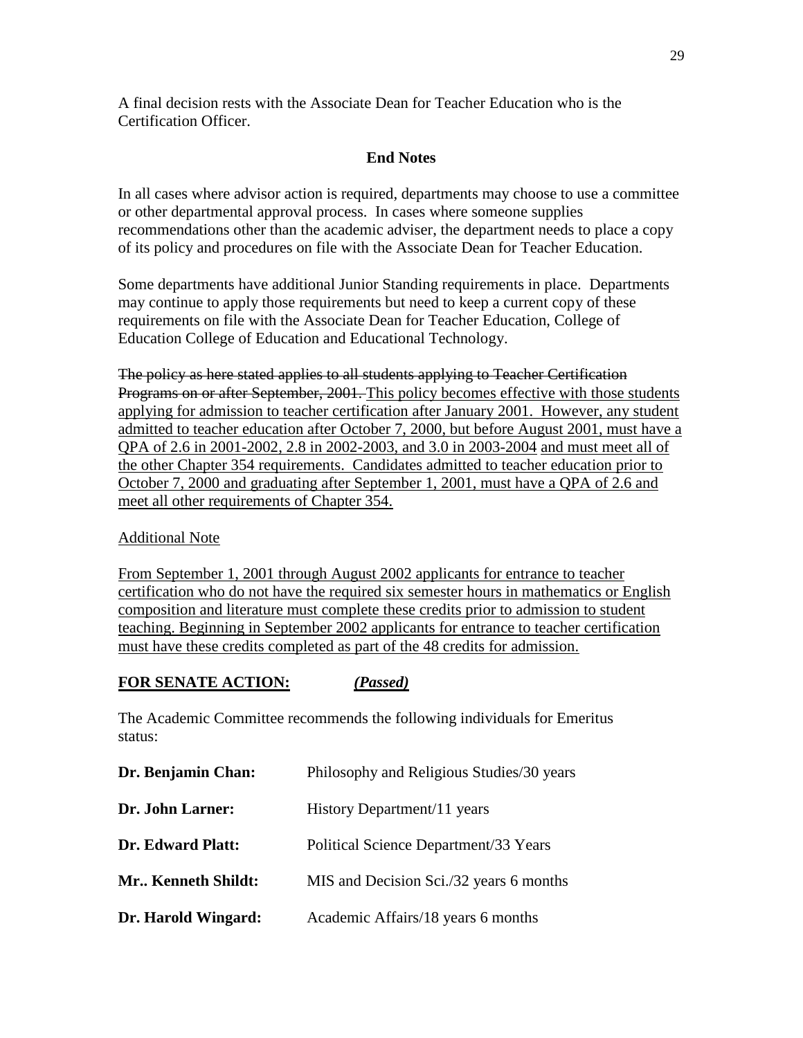A final decision rests with the Associate Dean for Teacher Education who is the Certification Officer.

### End Notes

In all cases where advisor action is required, departments may choose to use a committee or other departmental approval process. In cases where someone supplies recommendations other than the academic adviser, the department needs to place a copy of its policy and procedures on file with the Associate Dean for Teacher Education.

Some departments have additional Junior Standing requirements in place. Departments may continue to apply those requirements but need to keep a current copy of these requirements on file with the Associate Dean for Teacher Education, College of Education College of Education and Educational Technology.

~~The policy as here stated applies to all students applying to Teacher Certification Programs on or after September, 2001.~~ <u>This policy becomes effective with those students applying for admission to teacher certification after January 2001. However, any student admitted to teacher education after October 7, 2000, but before August 2001, must have a QPA of 2.6 in 2001-2002, 2.8 in 2002-2003, and 3.0 in 2003-2004 and must meet all of the other Chapter 354 requirements. Candidates admitted to teacher education prior to October 7, 2000 and graduating after September 1, 2001, must have a QPA of 2.6 and meet all other requirements of Chapter 354.</u>

<u>Additional Note</u>

<u>From September 1, 2001 through August 2002 applicants for entrance to teacher certification who do not have the required six semester hours in mathematics or English composition and literature must complete these credits prior to admission to student teaching. Beginning in September 2002 applicants for entrance to teacher certification must have these credits completed as part of the 48 credits for admission.</u>

<u>**FOR SENATE ACTION:**</u> <u>***(Passed)***</u>

The Academic Committee recommends the following individuals for Emeritus status:

| | |
|---|---|
| **Dr. Benjamin Chan:** | Philosophy and Religious Studies/30 years |
| **Dr. John Larner:** | History Department/11 years |
| **Dr. Edward Platt:** | Political Science Department/33 Years |
| **Mr.. Kenneth Shildt:** | MIS and Decision Sci./32 years 6 months |
| **Dr. Harold Wingard:** | Academic Affairs/18 years 6 months |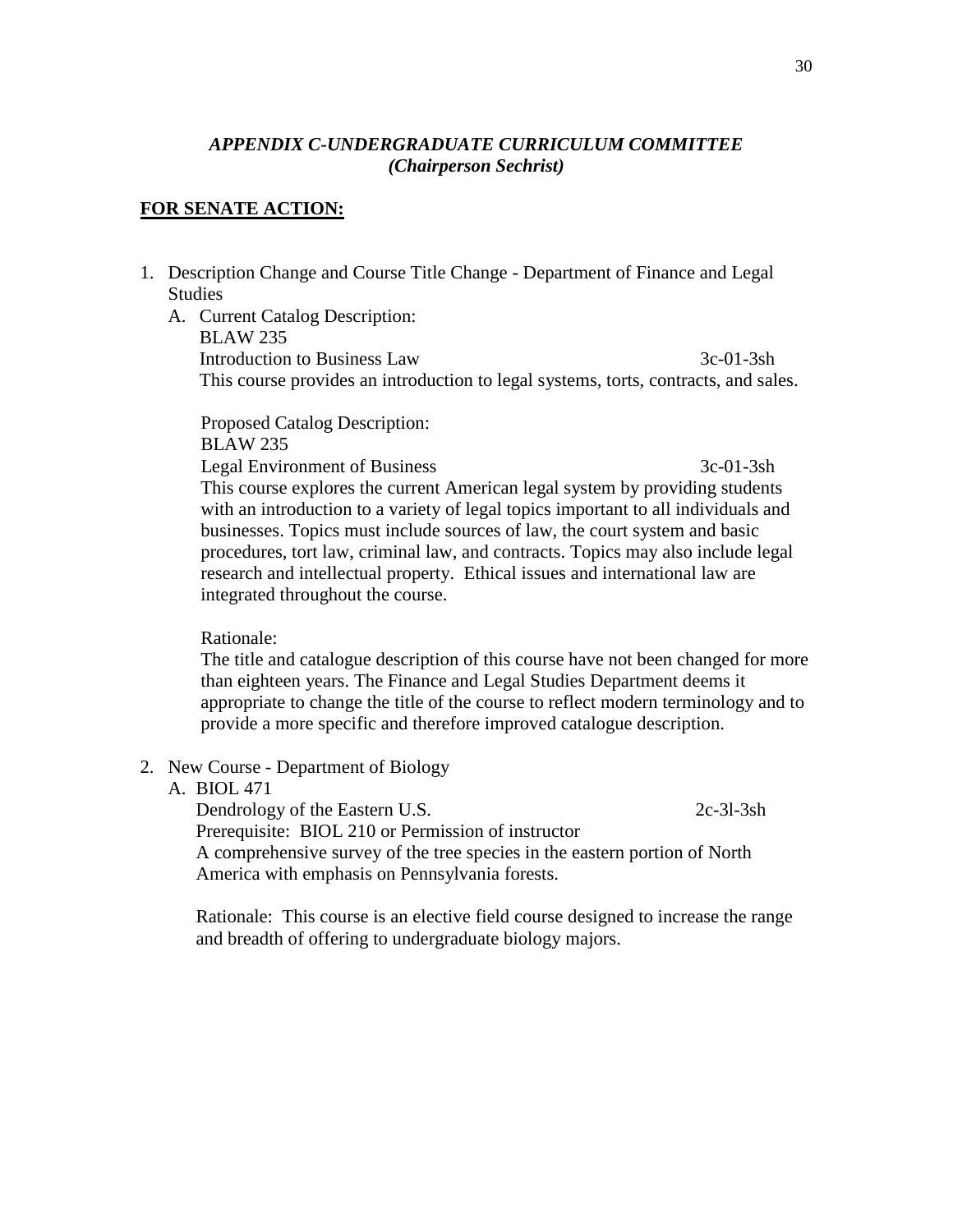## *APPENDIX C-UNDERGRADUATE CURRICULUM COMMITTEE*
## *(Chairperson Sechrist)*

**FOR SENATE ACTION:**

1. Description Change and Course Title Change - Department of Finance and Legal Studies
   A. Current Catalog Description:
      BLAW 235
      Introduction to Business Law 3c-01-3sh
      This course provides an introduction to legal systems, torts, contracts, and sales.

      Proposed Catalog Description:
      BLAW 235
      Legal Environment of Business 3c-01-3sh
      This course explores the current American legal system by providing students with an introduction to a variety of legal topics important to all individuals and businesses. Topics must include sources of law, the court system and basic procedures, tort law, criminal law, and contracts. Topics may also include legal research and intellectual property. Ethical issues and international law are integrated throughout the course.

      Rationale:
      The title and catalogue description of this course have not been changed for more than eighteen years. The Finance and Legal Studies Department deems it appropriate to change the title of the course to reflect modern terminology and to provide a more specific and therefore improved catalogue description.

2. New Course - Department of Biology
   A. BIOL 471
      Dendrology of the Eastern U.S. 2c-3l-3sh
      Prerequisite: BIOL 210 or Permission of instructor
      A comprehensive survey of the tree species in the eastern portion of North America with emphasis on Pennsylvania forests.

      Rationale: This course is an elective field course designed to increase the range and breadth of offering to undergraduate biology majors.